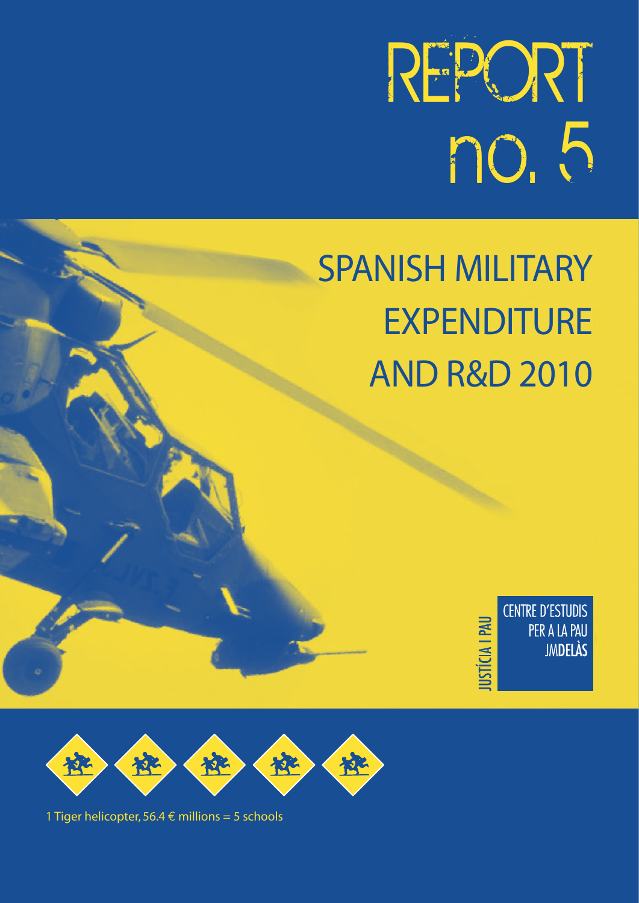# REPORT no. 5

# SPANISH MILITARY EXPENDITURE AND R&D 2010

JUSTÍCIA I PAU

CENTRE D'ESTUDIS PER A LA PAU JMDELÀS

1 Tiger helicopter, 56.4 € millions = 5 schools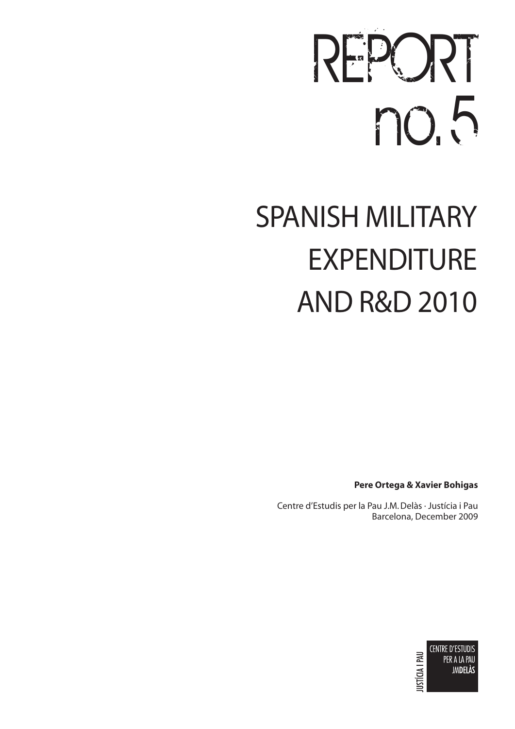# REPORT no.5

# SPANISH MILITARY EXPENDITURE AND R&D 2010

**Pere Ortega & Xavier Bohigas**

Centre d'Estudis per la Pau J.M. Delàs · Justícia i Pau
Barcelona, December 2009

JUSTÍCIA I PAU

CENTRE D'ESTUDIS PER A LA PAU JMDELÀS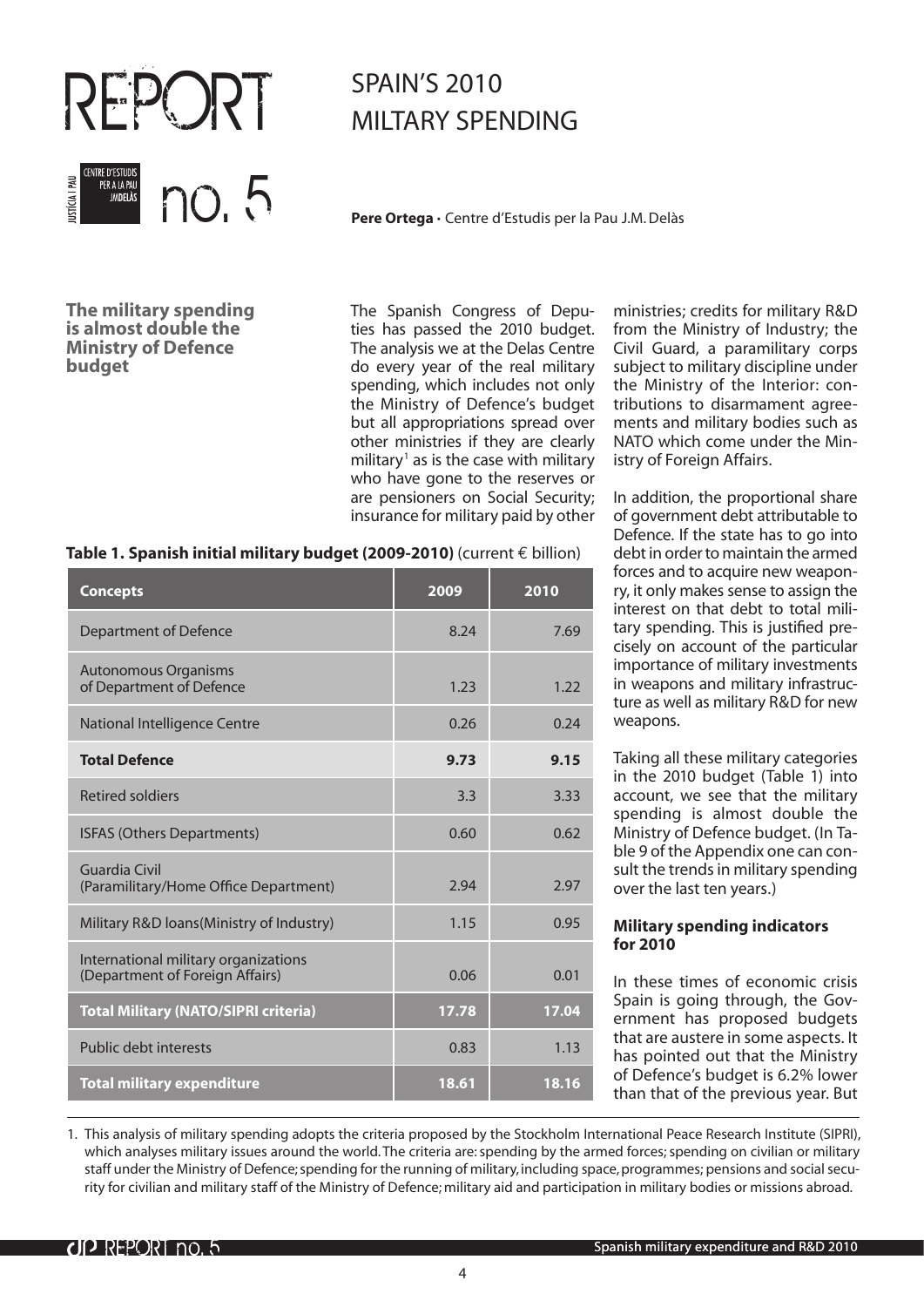# SPAIN'S 2010 MILTARY SPENDING

**Pere Ortega** · Centre d'Estudis per la Pau J.M. Delàs

**The military spending is almost double the Ministry of Defence budget**

The Spanish Congress of Deputies has passed the 2010 budget. The analysis we at the Delas Centre do every year of the real military spending, which includes not only the Ministry of Defence's budget but all appropriations spread over other ministries if they are clearly military[1] as is the case with military who have gone to the reserves or are pensioners on Social Security; insurance for military paid by other ministries; credits for military R&D from the Ministry of Industry; the Civil Guard, a paramilitary corps subject to military discipline under the Ministry of the Interior: contributions to disarmament agreements and military bodies such as NATO which come under the Ministry of Foreign Affairs.

In addition, the proportional share of government debt attributable to Defence. If the state has to go into debt in order to maintain the armed forces and to acquire new weaponry, it only makes sense to assign the interest on that debt to total military spending. This is justified precisely on account of the particular importance of military investments in weapons and military infrastructure as well as military R&D for new weapons.

**Table 1. Spanish initial military budget (2009-2010)** (current € billion)

| Concepts | 2009 | 2010 |
|---|---|---|
| Department of Defence | 8.24 | 7.69 |
| Autonomous Organisms of Department of Defence | 1.23 | 1.22 |
| National Intelligence Centre | 0.26 | 0.24 |
| **Total Defence** | **9.73** | **9.15** |
| Retired soldiers | 3.3 | 3.33 |
| ISFAS (Others Departments) | 0.60 | 0.62 |
| Guardia Civil (Paramilitary/Home Office Department) | 2.94 | 2.97 |
| Military R&D loans(Ministry of Industry) | 1.15 | 0.95 |
| International military organizations (Department of Foreign Affairs) | 0.06 | 0.01 |
| **Total Military (NATO/SIPRI criteria)** | **17.78** | **17.04** |
| Public debt interests | 0.83 | 1.13 |
| **Total military expenditure** | **18.61** | **18.16** |

Taking all these military categories in the 2010 budget (Table 1) into account, we see that the military spending is almost double the Ministry of Defence budget. (In Table 9 of the Appendix one can consult the trends in military spending over the last ten years.)

### Military spending indicators for 2010

In these times of economic crisis Spain is going through, the Government has proposed budgets that are austere in some aspects. It has pointed out that the Ministry of Defence's budget is 6.2% lower than that of the previous year. But

1. This analysis of military spending adopts the criteria proposed by the Stockholm International Peace Research Institute (SIPRI), which analyses military issues around the world. The criteria are: spending by the armed forces; spending on civilian or military staff under the Ministry of Defence; spending for the running of military, including space, programmes; pensions and social security for civilian and military staff of the Ministry of Defence; military aid and participation in military bodies or missions abroad.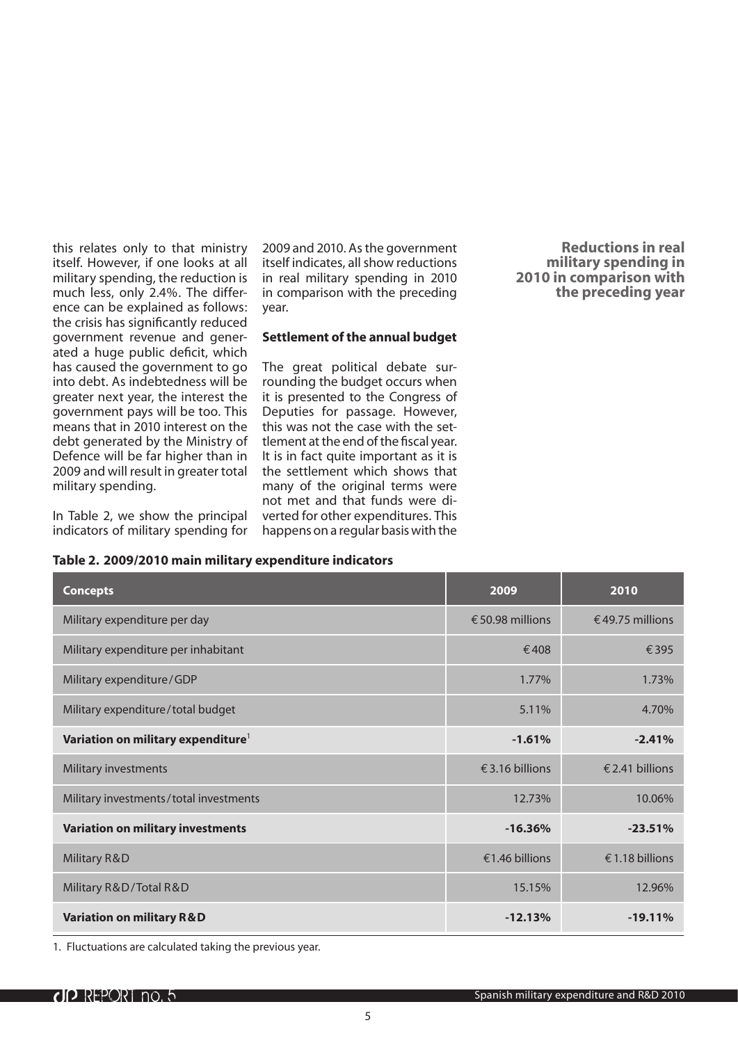this relates only to that ministry itself. However, if one looks at all military spending, the reduction is much less, only 2.4%. The difference can be explained as follows: the crisis has significantly reduced government revenue and generated a huge public deficit, which has caused the government to go into debt. As indebtedness will be greater next year, the interest the government pays will be too. This means that in 2010 interest on the debt generated by the Ministry of Defence will be far higher than in 2009 and will result in greater total military spending.

In Table 2, we show the principal indicators of military spending for 2009 and 2010. As the government itself indicates, all show reductions in real military spending in 2010 in comparison with the preceding year.

**Reductions in real military spending in 2010 in comparison with the preceding year**

**Settlement of the annual budget**

The great political debate surrounding the budget occurs when it is presented to the Congress of Deputies for passage. However, this was not the case with the settlement at the end of the fiscal year. It is in fact quite important as it is the settlement which shows that many of the original terms were not met and that funds were diverted for other expenditures. This happens on a regular basis with the

**Table 2. 2009/2010 main military expenditure indicators**

| Concepts | 2009 | 2010 |
|---|---|---|
| Military expenditure per day | € 50.98 millions | € 49.75 millions |
| Military expenditure per inhabitant | € 408 | € 395 |
| Military expenditure / GDP | 1.77% | 1.73% |
| Military expenditure / total budget | 5.11% | 4.70% |
| **Variation on military expenditure[1]** | **-1.61%** | **-2.41%** |
| Military investments | € 3.16 billions | € 2.41 billions |
| Military investments / total investments | 12.73% | 10.06% |
| **Variation on military investments** | **-16.36%** | **-23.51%** |
| Military R&D | €1.46 billions | € 1.18 billions |
| Military R&D / Total R&D | 15.15% | 12.96% |
| **Variation on military R&D** | **-12.13%** | **-19.11%** |

1. Fluctuations are calculated taking the previous year.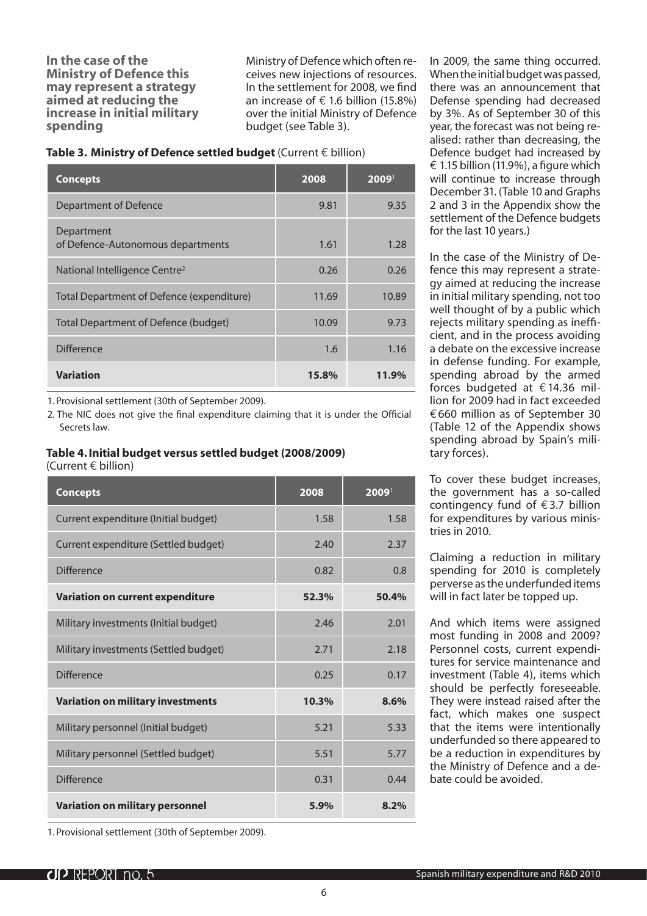**In the case of the Ministry of Defence this may represent a strategy aimed at reducing the increase in initial military spending**

Ministry of Defence which often receives new injections of resources. In the settlement for 2008, we find an increase of € 1.6 billion (15.8%) over the initial Ministry of Defence budget (see Table 3).

**Table 3. Ministry of Defence settled budget** (Current € billion)

| Concepts | 2008 | 2009[1] |
|---|---|---|
| Department of Defence | 9.81 | 9.35 |
| Department of Defence-Autonomous departments | 1.61 | 1.28 |
| National Intelligence Centre[2] | 0.26 | 0.26 |
| Total Department of Defence (expenditure) | 11.69 | 10.89 |
| Total Department of Defence (budget) | 10.09 | 9.73 |
| Difference | 1.6 | 1.16 |
| **Variation** | **15.8%** | **11.9%** |

1. Provisional settlement (30th of September 2009).
2. The NIC does not give the final expenditure claiming that it is under the Official Secrets law.

**Table 4. Initial budget versus settled budget (2008/2009)** (Current € billion)

| Concepts | 2008 | 2009[1] |
|---|---|---|
| Current expenditure (Initial budget) | 1.58 | 1.58 |
| Current expenditure (Settled budget) | 2.40 | 2.37 |
| Difference | 0.82 | 0.8 |
| **Variation on current expenditure** | **52.3%** | **50.4%** |
| Military investments (Initial budget) | 2.46 | 2.01 |
| Military investments (Settled budget) | 2.71 | 2.18 |
| Difference | 0.25 | 0.17 |
| **Variation on military investments** | **10.3%** | **8.6%** |
| Military personnel (Initial budget) | 5.21 | 5.33 |
| Military personnel (Settled budget) | 5.51 | 5.77 |
| Difference | 0.31 | 0.44 |
| **Variation on military personnel** | **5.9%** | **8.2%** |

1. Provisional settlement (30th of September 2009).

In 2009, the same thing occurred. When the initial budget was passed, there was an announcement that Defense spending had decreased by 3%. As of September 30 of this year, the forecast was not being realised: rather than decreasing, the Defence budget had increased by € 1.15 billion (11.9%), a figure which will continue to increase through December 31. (Table 10 and Graphs 2 and 3 in the Appendix show the settlement of the Defence budgets for the last 10 years.)

In the case of the Ministry of Defence this may represent a strategy aimed at reducing the increase in initial military spending, not too well thought of by a public which rejects military spending as inefficient, and in the process avoiding a debate on the excessive increase in defense funding. For example, spending abroad by the armed forces budgeted at € 14.36 million for 2009 had in fact exceeded € 660 million as of September 30 (Table 12 of the Appendix shows spending abroad by Spain's military forces).

To cover these budget increases, the government has a so-called contingency fund of € 3.7 billion for expenditures by various ministries in 2010.

Claiming a reduction in military spending for 2010 is completely perverse as the underfunded items will in fact later be topped up.

And which items were assigned most funding in 2008 and 2009? Personnel costs, current expenditures for service maintenance and investment (Table 4), items which should be perfectly foreseeable. They were instead raised after the fact, which makes one suspect that the items were intentionally underfunded so there appeared to be a reduction in expenditures by the Ministry of Defence and a debate could be avoided.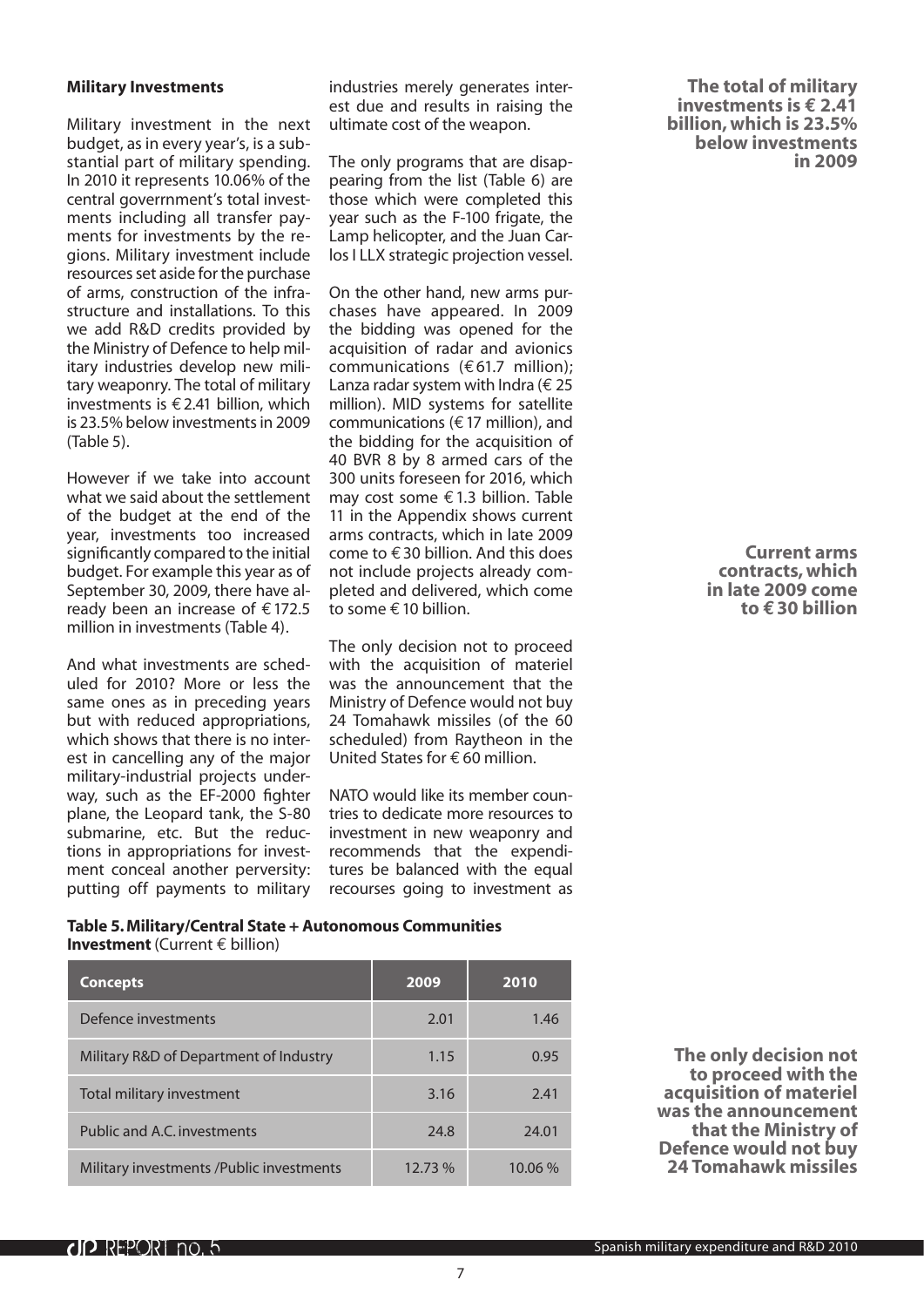### Military Investments

Military investment in the next budget, as in every year's, is a substantial part of military spending. In 2010 it represents 10.06% of the central goverrnment's total investments including all transfer payments for investments by the regions. Military investment include resources set aside for the purchase of arms, construction of the infrastructure and installations. To this we add R&D credits provided by the Ministry of Defence to help military industries develop new military weaponry. The total of military investments is € 2.41 billion, which is 23.5% below investments in 2009 (Table 5).

However if we take into account what we said about the settlement of the budget at the end of the year, investments too increased significantly compared to the initial budget. For example this year as of September 30, 2009, there have already been an increase of € 172.5 million in investments (Table 4).

And what investments are scheduled for 2010? More or less the same ones as in preceding years but with reduced appropriations, which shows that there is no interest in cancelling any of the major military-industrial projects underway, such as the EF-2000 fighter plane, the Leopard tank, the S-80 submarine, etc. But the reductions in appropriations for investment conceal another perversity: putting off payments to military industries merely generates interest due and results in raising the ultimate cost of the weapon.

The only programs that are disappearing from the list (Table 6) are those which were completed this year such as the F-100 frigate, the Lamp helicopter, and the Juan Carlos I LLX strategic projection vessel.

On the other hand, new arms purchases have appeared. In 2009 the bidding was opened for the acquisition of radar and avionics communications (€ 61.7 million); Lanza radar system with Indra (€ 25 million). MID systems for satellite communications (€ 17 million), and the bidding for the acquisition of 40 BVR 8 by 8 armed cars of the 300 units foreseen for 2016, which may cost some € 1.3 billion. Table 11 in the Appendix shows current arms contracts, which in late 2009 come to € 30 billion. And this does not include projects already completed and delivered, which come to some € 10 billion.

The only decision not to proceed with the acquisition of materiel was the announcement that the Ministry of Defence would not buy 24 Tomahawk missiles (of the 60 scheduled) from Raytheon in the United States for € 60 million.

NATO would like its member countries to dedicate more resources to investment in new weaponry and recommends that the expenditures be balanced with the equal recourses going to investment as

**The total of military investments is € 2.41 billion, which is 23.5% below investments in 2009**

**Current arms contracts, which in late 2009 come to € 30 billion**

**The only decision not to proceed with the acquisition of materiel was the announcement that the Ministry of Defence would not buy 24 Tomahawk missiles**

**Table 5. Military/Central State + Autonomous Communities Investment** (Current € billion)

| Concepts | 2009 | 2010 |
|---|---|---|
| Defence investments | 2.01 | 1.46 |
| Military R&D of Department of Industry | 1.15 | 0.95 |
| Total military investment | 3.16 | 2.41 |
| Public and A.C. investments | 24.8 | 24.01 |
| Military investments /Public investments | 12.73 % | 10.06 % |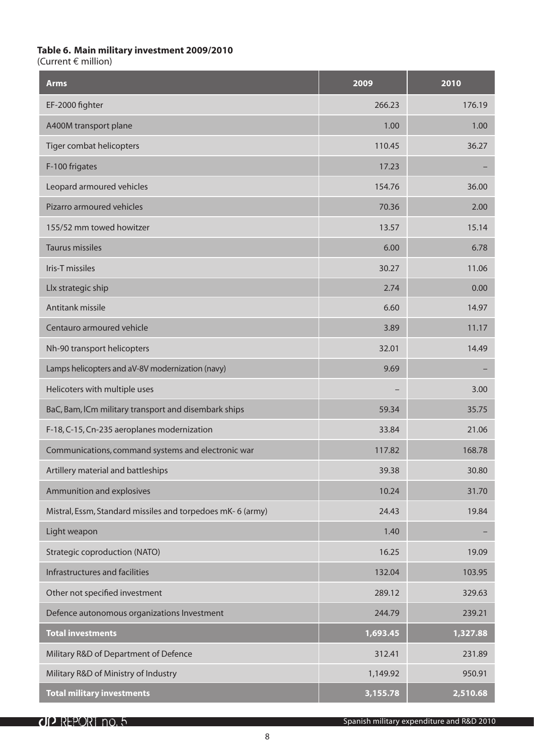**Table 6. Main military investment 2009/2010**
(Current € million)

| Arms | 2009 | 2010 |
|---|---|---|
| EF-2000 fighter | 266.23 | 176.19 |
| A400M transport plane | 1.00 | 1.00 |
| Tiger combat helicopters | 110.45 | 36.27 |
| F-100 frigates | 17.23 | – |
| Leopard armoured vehicles | 154.76 | 36.00 |
| Pizarro armoured vehicles | 70.36 | 2.00 |
| 155/52 mm towed howitzer | 13.57 | 15.14 |
| Taurus missiles | 6.00 | 6.78 |
| Iris-T missiles | 30.27 | 11.06 |
| Llx strategic ship | 2.74 | 0.00 |
| Antitank missile | 6.60 | 14.97 |
| Centauro armoured vehicle | 3.89 | 11.17 |
| Nh-90 transport helicopters | 32.01 | 14.49 |
| Lamps helicopters and aV-8V modernization (navy) | 9.69 | – |
| Helicoters with multiple uses | – | 3.00 |
| BaC, Bam, lCm military transport and disembark ships | 59.34 | 35.75 |
| F-18, C-15, Cn-235 aeroplanes modernization | 33.84 | 21.06 |
| Communications, command systems and electronic war | 117.82 | 168.78 |
| Artillery material and battleships | 39.38 | 30.80 |
| Ammunition and explosives | 10.24 | 31.70 |
| Mistral, Essm, Standard missiles and torpedoes mK- 6 (army) | 24.43 | 19.84 |
| Light weapon | 1.40 | – |
| Strategic coproduction (NATO) | 16.25 | 19.09 |
| Infrastructures and facilities | 132.04 | 103.95 |
| Other not specified investment | 289.12 | 329.63 |
| Defence autonomous organizations Investment | 244.79 | 239.21 |
| **Total investments** | **1,693.45** | **1,327.88** |
| Military R&D of Department of Defence | 312.41 | 231.89 |
| Military R&D of Ministry of Industry | 1,149.92 | 950.91 |
| **Total military investments** | **3,155.78** | **2,510.68** |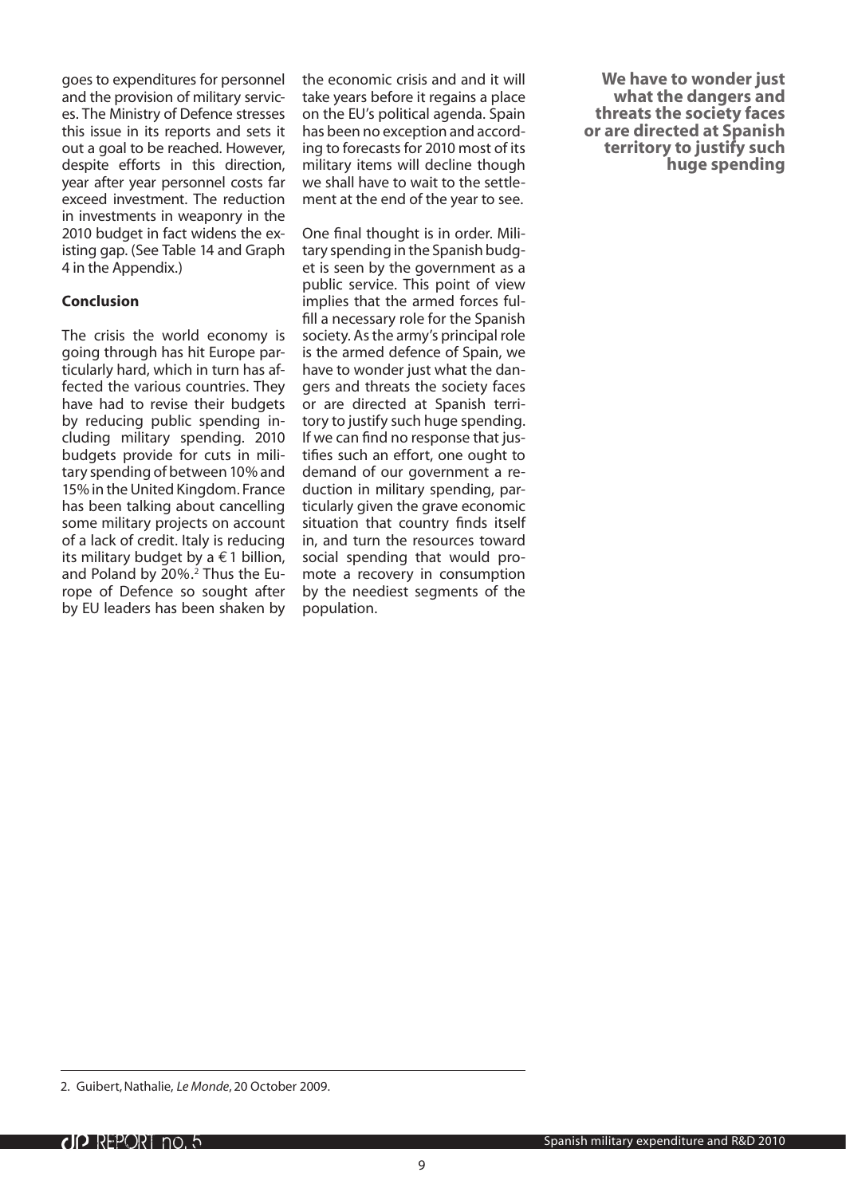goes to expenditures for personnel and the provision of military services. The Ministry of Defence stresses this issue in its reports and sets it out a goal to be reached. However, despite efforts in this direction, year after year personnel costs far exceed investment. The reduction in investments in weaponry in the 2010 budget in fact widens the existing gap. (See Table 14 and Graph 4 in the Appendix.)

### Conclusion

The crisis the world economy is going through has hit Europe particularly hard, which in turn has affected the various countries. They have had to revise their budgets by reducing public spending including military spending. 2010 budgets provide for cuts in military spending of between 10% and 15% in the United Kingdom. France has been talking about cancelling some military projects on account of a lack of credit. Italy is reducing its military budget by a € 1 billion, and Poland by 20%.[2] Thus the Europe of Defence so sought after by EU leaders has been shaken by the economic crisis and and it will take years before it regains a place on the EU's political agenda. Spain has been no exception and according to forecasts for 2010 most of its military items will decline though we shall have to wait to the settlement at the end of the year to see.

One final thought is in order. Military spending in the Spanish budget is seen by the government as a public service. This point of view implies that the armed forces fulfill a necessary role for the Spanish society. As the army's principal role is the armed defence of Spain, we have to wonder just what the dangers and threats the society faces or are directed at Spanish territory to justify such huge spending. If we can find no response that justifies such an effort, one ought to demand of our government a reduction in military spending, particularly given the grave economic situation that country finds itself in, and turn the resources toward social spending that would promote a recovery in consumption by the neediest segments of the population.

**We have to wonder just what the dangers and threats the society faces or are directed at Spanish territory to justify such huge spending**

---

2. Guibert, Nathalie, *Le Monde*, 20 October 2009.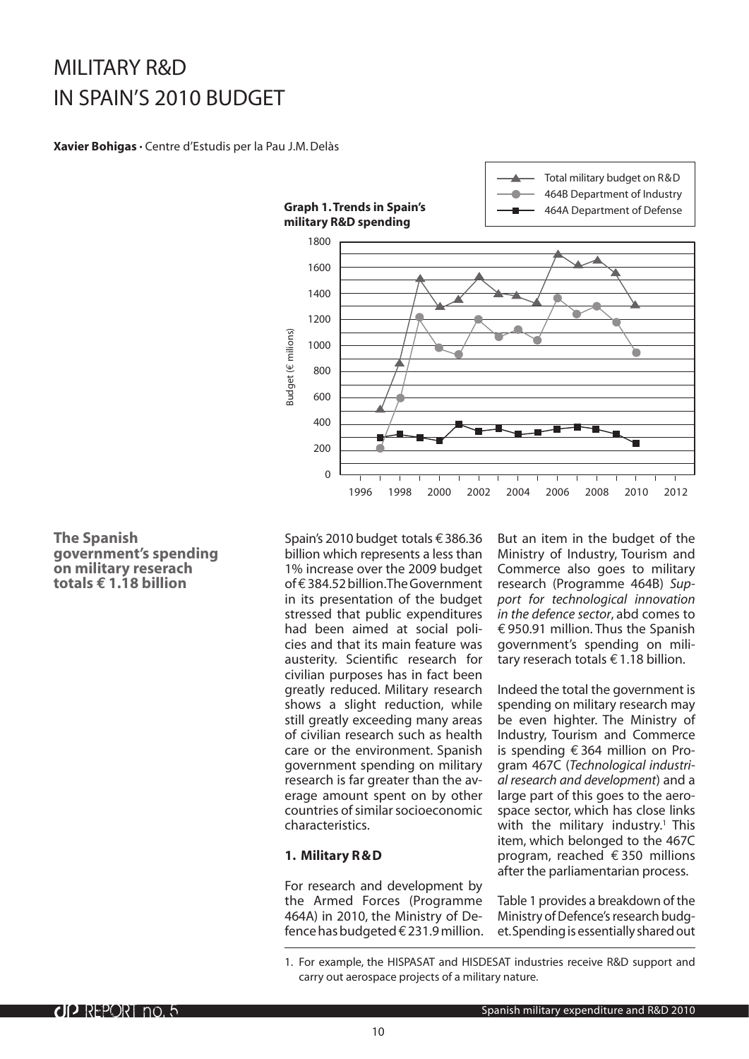# MILITARY R&D IN SPAIN'S 2010 BUDGET

**Xavier Bohigas** · Centre d'Estudis per la Pau J.M. Delàs

**Graph 1. Trends in Spain's military R&D spending**

**The Spanish government's spending on military reserach totals € 1.18 billion**

Spain's 2010 budget totals € 386.36 billion which represents a less than 1% increase over the 2009 budget of € 384.52 billion. The Government in its presentation of the budget stressed that public expenditures had been aimed at social policies and that its main feature was austerity. Scientific research for civilian purposes has in fact been greatly reduced. Military research shows a slight reduction, while still greatly exceeding many areas of civilian research such as health care or the environment. Spanish government spending on military research is far greater than the average amount spent on by other countries of similar socioeconomic characteristics.

## 1. Military R&D

For research and development by the Armed Forces (Programme 464A) in 2010, the Ministry of Defence has budgeted € 231.9 million. But an item in the budget of the Ministry of Industry, Tourism and Commerce also goes to military research (Programme 464B) *Support for technological innovation in the defence sector*, abd comes to € 950.91 million. Thus the Spanish government's spending on military reserach totals € 1.18 billion.

Indeed the total the government is spending on military research may be even highter. The Ministry of Industry, Tourism and Commerce is spending € 364 million on Program 467C (*Technological industrial research and development*) and a large part of this goes to the aerospace sector, which has close links with the military industry.[1] This item, which belonged to the 467C program, reached € 350 millions after the parliamentarian process.

Table 1 provides a breakdown of the Ministry of Defence's research budget. Spending is essentially shared out

1. For example, the HISPASAT and HISDESAT industries receive R&D support and carry out aerospace projects of a military nature.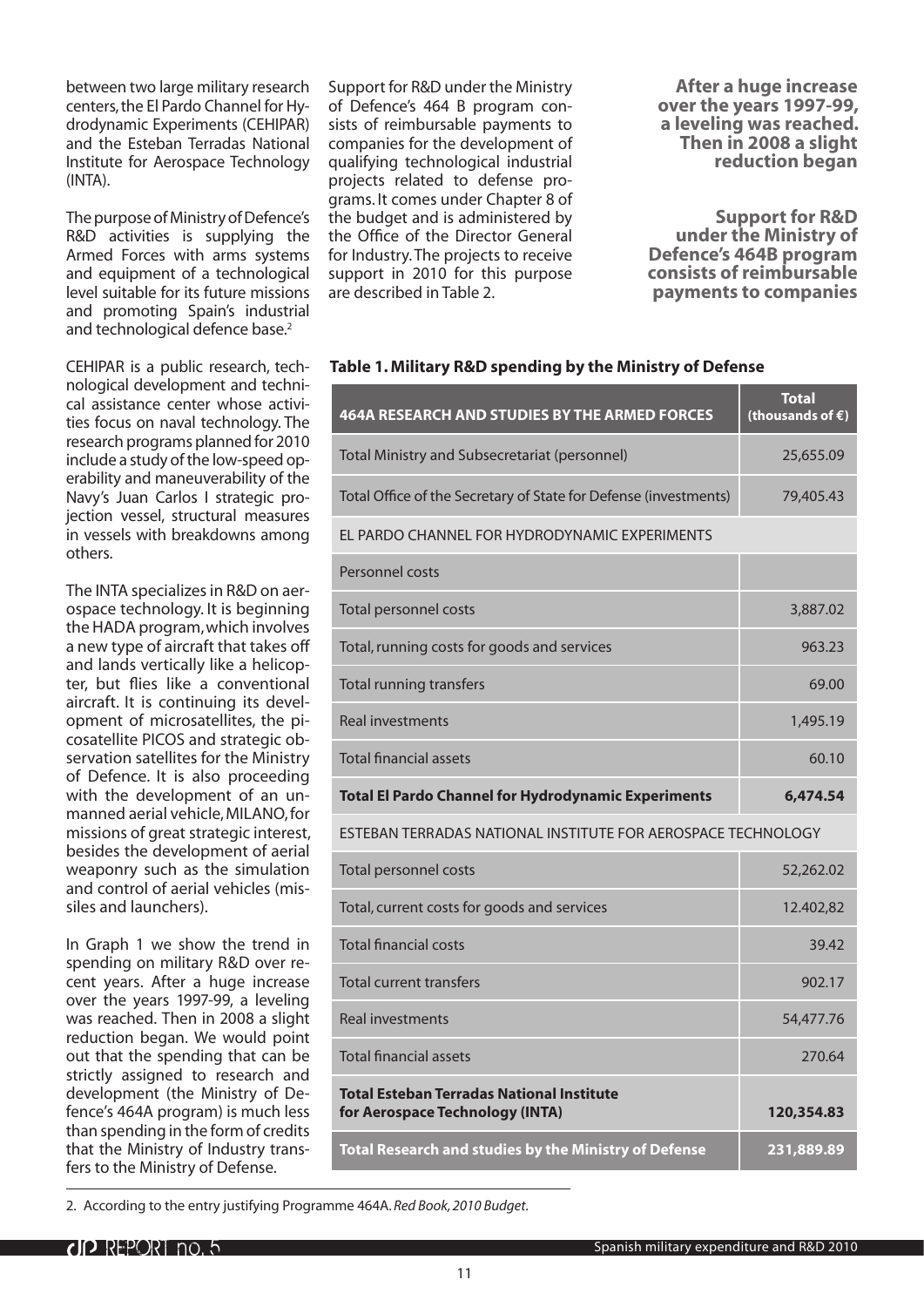between two large military research centers, the El Pardo Channel for Hydrodynamic Experiments (CEHIPAR) and the Esteban Terradas National Institute for Aerospace Technology (INTA).

The purpose of Ministry of Defence's R&D activities is supplying the Armed Forces with arms systems and equipment of a technological level suitable for its future missions and promoting Spain's industrial and technological defence base.[2]

CEHIPAR is a public research, technological development and technical assistance center whose activities focus on naval technology. The research programs planned for 2010 include a study of the low-speed operability and maneuverability of the Navy's Juan Carlos I strategic projection vessel, structural measures in vessels with breakdowns among others.

The INTA specializes in R&D on aerospace technology. It is beginning the HADA program, which involves a new type of aircraft that takes off and lands vertically like a helicopter, but flies like a conventional aircraft. It is continuing its development of microsatellites, the picosatellite PICOS and strategic observation satellites for the Ministry of Defence. It is also proceeding with the development of an unmanned aerial vehicle, MILANO, for missions of great strategic interest, besides the development of aerial weaponry such as the simulation and control of aerial vehicles (missiles and launchers).

In Graph 1 we show the trend in spending on military R&D over recent years. After a huge increase over the years 1997-99, a leveling was reached. Then in 2008 a slight reduction began. We would point out that the spending that can be strictly assigned to research and development (the Ministry of Defence's 464A program) is much less than spending in the form of credits that the Ministry of Industry transfers to the Ministry of Defense.

Support for R&D under the Ministry of Defence's 464 B program consists of reimbursable payments to companies for the development of qualifying technological industrial projects related to defense programs. It comes under Chapter 8 of the budget and is administered by the Office of the Director General for Industry. The projects to receive support in 2010 for this purpose are described in Table 2.

**After a huge increase over the years 1997-99, a leveling was reached. Then in 2008 a slight reduction began**

**Support for R&D under the Ministry of Defence's 464B program consists of reimbursable payments to companies**

**Table 1. Military R&D spending by the Ministry of Defense**

| 464A RESEARCH AND STUDIES BY THE ARMED FORCES | Total (thousands of €) |
|---|---|
| Total Ministry and Subsecretariat (personnel) | 25,655.09 |
| Total Office of the Secretary of State for Defense (investments) | 79,405.43 |
| EL PARDO CHANNEL FOR HYDRODYNAMIC EXPERIMENTS | |
| Personnel costs | |
| Total personnel costs | 3,887.02 |
| Total, running costs for goods and services | 963.23 |
| Total running transfers | 69.00 |
| Real investments | 1,495.19 |
| Total financial assets | 60.10 |
| **Total El Pardo Channel for Hydrodynamic Experiments** | **6,474.54** |
| ESTEBAN TERRADAS NATIONAL INSTITUTE FOR AEROSPACE TECHNOLOGY | |
| Total personnel costs | 52,262.02 |
| Total, current costs for goods and services | 12.402,82 |
| Total financial costs | 39.42 |
| Total current transfers | 902.17 |
| Real investments | 54,477.76 |
| Total financial assets | 270.64 |
| **Total Esteban Terradas National Institute for Aerospace Technology (INTA)** | **120,354.83** |
| **Total Research and studies by the Ministry of Defense** | **231,889.89** |

2. According to the entry justifying Programme 464A. *Red Book, 2010 Budget*.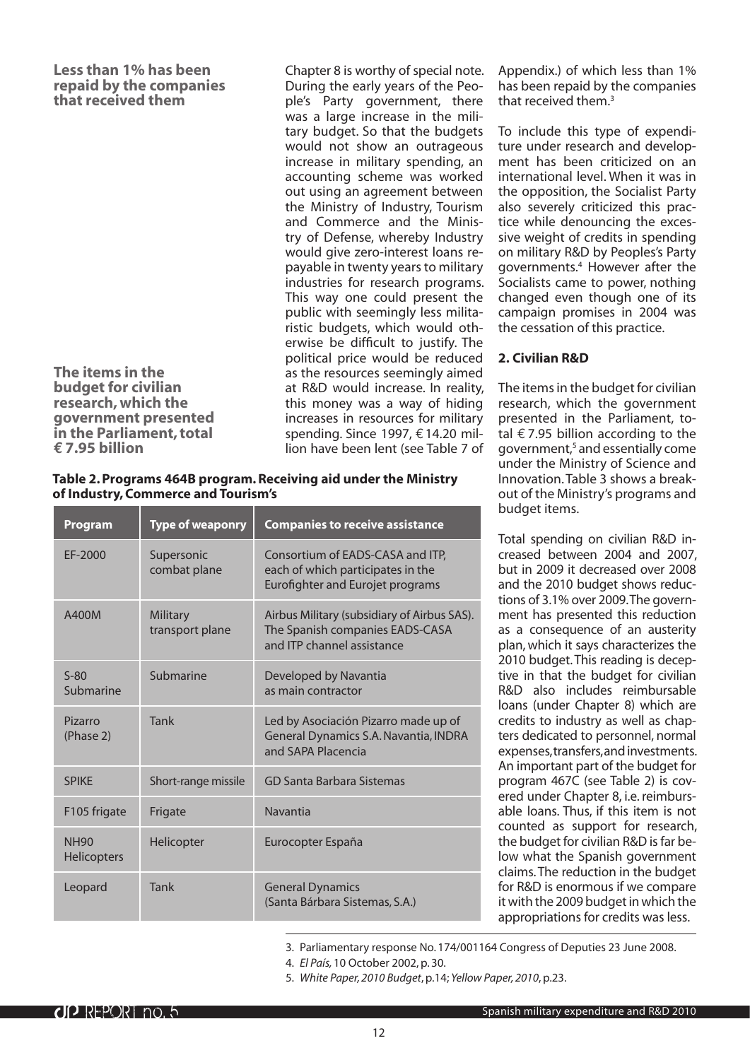**Less than 1% has been repaid by the companies that received them**

**The items in the budget for civilian research, which the government presented in the Parliament, total € 7.95 billion**

Chapter 8 is worthy of special note. During the early years of the People's Party government, there was a large increase in the military budget. So that the budgets would not show an outrageous increase in military spending, an accounting scheme was worked out using an agreement between the Ministry of Industry, Tourism and Commerce and the Ministry of Defense, whereby Industry would give zero-interest loans repayable in twenty years to military industries for research programs. This way one could present the public with seemingly less militaristic budgets, which would otherwise be difficult to justify. The political price would be reduced as the resources seemingly aimed at R&D would increase. In reality, this money was a way of hiding increases in resources for military spending. Since 1997, € 14.20 million have been lent (see Table 7 of Appendix.) of which less than 1% has been repaid by the companies that received them.[3]

To include this type of expenditure under research and development has been criticized on an international level. When it was in the opposition, the Socialist Party also severely criticized this practice while denouncing the excessive weight of credits in spending on military R&D by Peoples's Party governments.[4] However after the Socialists came to power, nothing changed even though one of its campaign promises in 2004 was the cessation of this practice.

**Table 2. Programs 464B program. Receiving aid under the Ministry of Industry, Commerce and Tourism's**

| Program | Type of weaponry | Companies to receive assistance |
|---|---|---|
| EF-2000 | Supersonic combat plane | Consortium of EADS-CASA and ITP, each of which participates in the Eurofighter and Eurojet programs |
| A400M | Military transport plane | Airbus Military (subsidiary of Airbus SAS). The Spanish companies EADS-CASA and ITP channel assistance |
| S-80 Submarine | Submarine | Developed by Navantia as main contractor |
| Pizarro (Phase 2) | Tank | Led by Asociación Pizarro made up of General Dynamics S.A. Navantia, INDRA and SAPA Placencia |
| SPIKE | Short-range missile | GD Santa Barbara Sistemas |
| F105 frigate | Frigate | Navantia |
| NH90 Helicopters | Helicopter | Eurocopter España |
| Leopard | Tank | General Dynamics (Santa Bárbara Sistemas, S.A.) |

## 2. Civilian R&D

The items in the budget for civilian research, which the government presented in the Parliament, total € 7.95 billion according to the government,[5] and essentially come under the Ministry of Science and Innovation. Table 3 shows a breakout of the Ministry's programs and budget items.

Total spending on civilian R&D increased between 2004 and 2007, but in 2009 it decreased over 2008 and the 2010 budget shows reductions of 3.1% over 2009. The government has presented this reduction as a consequence of an austerity plan, which it says characterizes the 2010 budget. This reading is deceptive in that the budget for civilian R&D also includes reimbursable loans (under Chapter 8) which are credits to industry as well as chapters dedicated to personnel, normal expenses, transfers, and investments. An important part of the budget for program 467C (see Table 2) is covered under Chapter 8, i.e. reimbursable loans. Thus, if this item is not counted as support for research, the budget for civilian R&D is far below what the Spanish government claims. The reduction in the budget for R&D is enormous if we compare it with the 2009 budget in which the appropriations for credits was less.

3. Parliamentary response No. 174/001164 Congress of Deputies 23 June 2008.
4. *El País,* 10 October 2002, p. 30.
5. *White Paper, 2010 Budget*, p.14; *Yellow Paper, 2010*, p.23.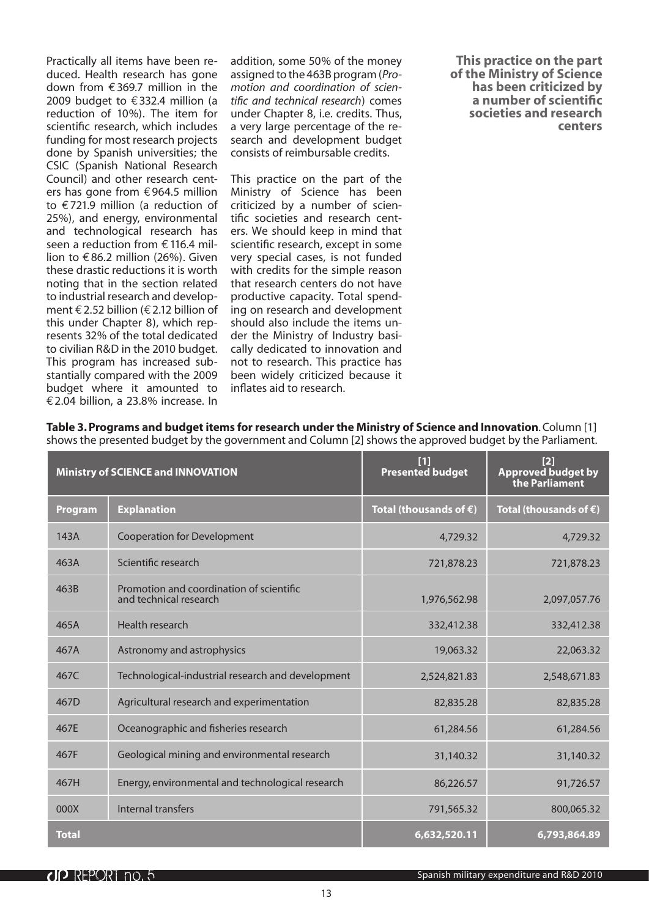Practically all items have been reduced. Health research has gone down from € 369.7 million in the 2009 budget to € 332.4 million (a reduction of 10%). The item for scientific research, which includes funding for most research projects done by Spanish universities; the CSIC (Spanish National Research Council) and other research centers has gone from € 964.5 million to € 721.9 million (a reduction of 25%), and energy, environmental and technological research has seen a reduction from € 116.4 million to € 86.2 million (26%). Given these drastic reductions it is worth noting that in the section related to industrial research and development € 2.52 billion (€ 2.12 billion of this under Chapter 8), which represents 32% of the total dedicated to civilian R&D in the 2010 budget. This program has increased substantially compared with the 2009 budget where it amounted to € 2.04 billion, a 23.8% increase. In addition, some 50% of the money assigned to the 463B program (*Promotion and coordination of scientific and technical research*) comes under Chapter 8, i.e. credits. Thus, a very large percentage of the research and development budget consists of reimbursable credits.

This practice on the part of the Ministry of Science has been criticized by a number of scientific societies and research centers. We should keep in mind that scientific research, except in some very special cases, is not funded with credits for the simple reason that research centers do not have productive capacity. Total spending on research and development should also include the items under the Ministry of Industry basically dedicated to innovation and not to research. This practice has been widely criticized because it inflates aid to research.

**This practice on the part of the Ministry of Science has been criticized by a number of scientific societies and research centers**

**Table 3. Programs and budget items for research under the Ministry of Science and Innovation**. Column [1] shows the presented budget by the government and Column [2] shows the approved budget by the Parliament.

| Ministry of SCIENCE and INNOVATION | | [1] Presented budget | [2] Approved budget by the Parliament |
|---|---|---|---|
| **Program** | **Explanation** | **Total (thousands of €)** | **Total (thousands of €)** |
| 143A | Cooperation for Development | 4,729.32 | 4,729.32 |
| 463A | Scientific research | 721,878.23 | 721,878.23 |
| 463B | Promotion and coordination of scientific and technical research | 1,976,562.98 | 2,097,057.76 |
| 465A | Health research | 332,412.38 | 332,412.38 |
| 467A | Astronomy and astrophysics | 19,063.32 | 22,063.32 |
| 467C | Technological-industrial research and development | 2,524,821.83 | 2,548,671.83 |
| 467D | Agricultural research and experimentation | 82,835.28 | 82,835.28 |
| 467E | Oceanographic and fisheries research | 61,284.56 | 61,284.56 |
| 467F | Geological mining and environmental research | 31,140.32 | 31,140.32 |
| 467H | Energy, environmental and technological research | 86,226.57 | 91,726.57 |
| 000X | Internal transfers | 791,565.32 | 800,065.32 |
| **Total** | | **6,632,520.11** | **6,793,864.89** |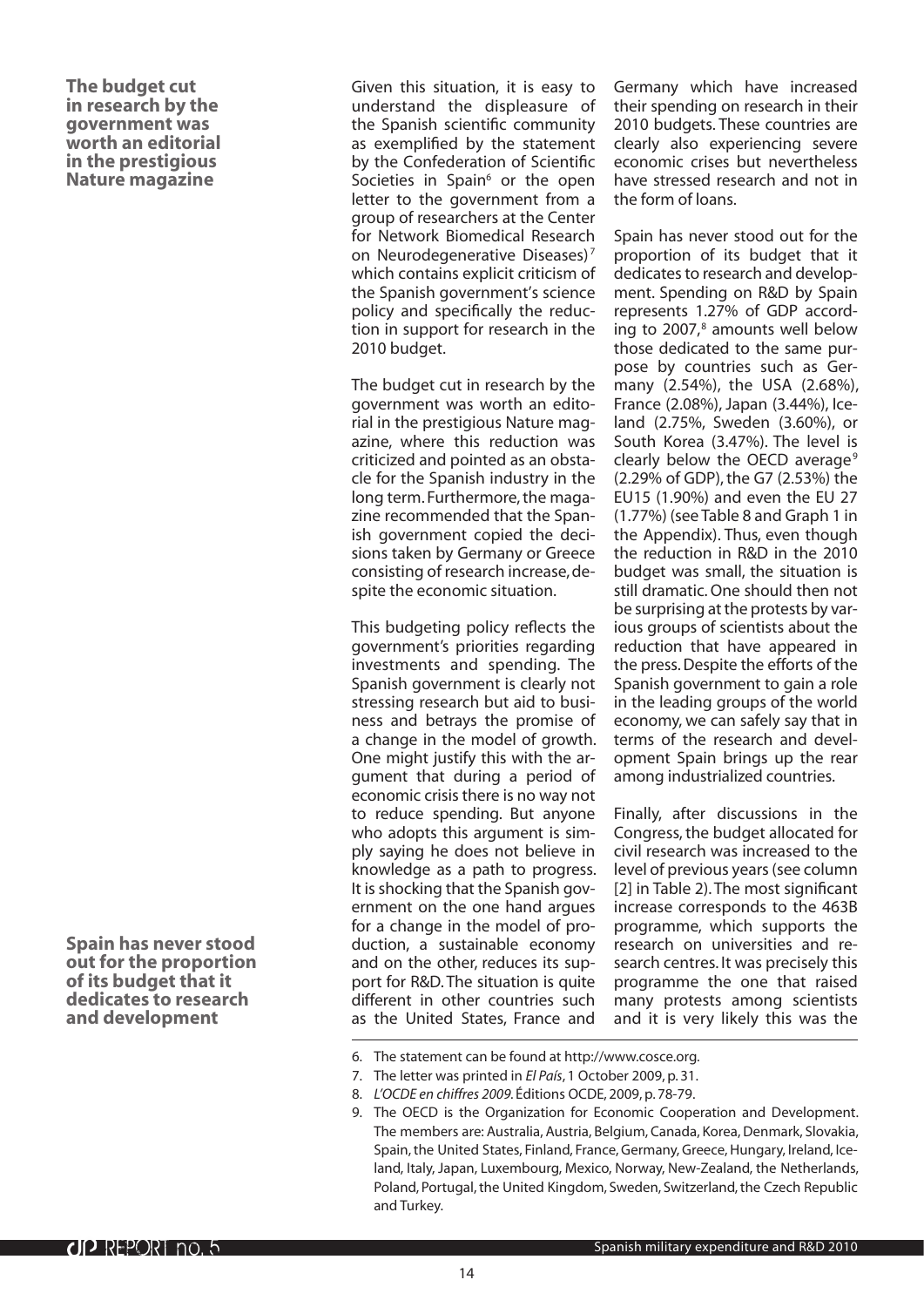**The budget cut in research by the government was worth an editorial in the prestigious Nature magazine**

Given this situation, it is easy to understand the displeasure of the Spanish scientific community as exemplified by the statement by the Confederation of Scientific Societies in Spain[6] or the open letter to the government from a group of researchers at the Center for Network Biomedical Research on Neurodegenerative Diseases)[7] which contains explicit criticism of the Spanish government's science policy and specifically the reduction in support for research in the 2010 budget.

The budget cut in research by the government was worth an editorial in the prestigious Nature magazine, where this reduction was criticized and pointed as an obstacle for the Spanish industry in the long term. Furthermore, the magazine recommended that the Spanish government copied the decisions taken by Germany or Greece consisting of research increase, despite the economic situation.

This budgeting policy reflects the government's priorities regarding investments and spending. The Spanish government is clearly not stressing research but aid to business and betrays the promise of a change in the model of growth. One might justify this with the argument that during a period of economic crisis there is no way not to reduce spending. But anyone who adopts this argument is simply saying he does not believe in knowledge as a path to progress. It is shocking that the Spanish government on the one hand argues for a change in the model of production, a sustainable economy and on the other, reduces its support for R&D. The situation is quite different in other countries such as the United States, France and Germany which have increased their spending on research in their 2010 budgets. These countries are clearly also experiencing severe economic crises but nevertheless have stressed research and not in the form of loans.

**Spain has never stood out for the proportion of its budget that it dedicates to research and development**

Spain has never stood out for the proportion of its budget that it dedicates to research and development. Spending on R&D by Spain represents 1.27% of GDP according to 2007,[8] amounts well below those dedicated to the same purpose by countries such as Germany (2.54%), the USA (2.68%), France (2.08%), Japan (3.44%), Iceland (2.75%, Sweden (3.60%), or South Korea (3.47%). The level is clearly below the OECD average[9] (2.29% of GDP), the G7 (2.53%) the EU15 (1.90%) and even the EU 27 (1.77%) (see Table 8 and Graph 1 in the Appendix). Thus, even though the reduction in R&D in the 2010 budget was small, the situation is still dramatic. One should then not be surprising at the protests by various groups of scientists about the reduction that have appeared in the press. Despite the efforts of the Spanish government to gain a role in the leading groups of the world economy, we can safely say that in terms of the research and development Spain brings up the rear among industrialized countries.

Finally, after discussions in the Congress, the budget allocated for civil research was increased to the level of previous years (see column [2] in Table 2). The most significant increase corresponds to the 463B programme, which supports the research on universities and research centres. It was precisely this programme the one that raised many protests among scientists and it is very likely this was the

---

6. The statement can be found at http://www.cosce.org.
7. The letter was printed in *El País*, 1 October 2009, p. 31.
8. *L'OCDE en chiffres 2009*. Éditions OCDE, 2009, p. 78-79.
9. The OECD is the Organization for Economic Cooperation and Development. The members are: Australia, Austria, Belgium, Canada, Korea, Denmark, Slovakia, Spain, the United States, Finland, France, Germany, Greece, Hungary, Ireland, Iceland, Italy, Japan, Luxembourg, Mexico, Norway, New-Zealand, the Netherlands, Poland, Portugal, the United Kingdom, Sweden, Switzerland, the Czech Republic and Turkey.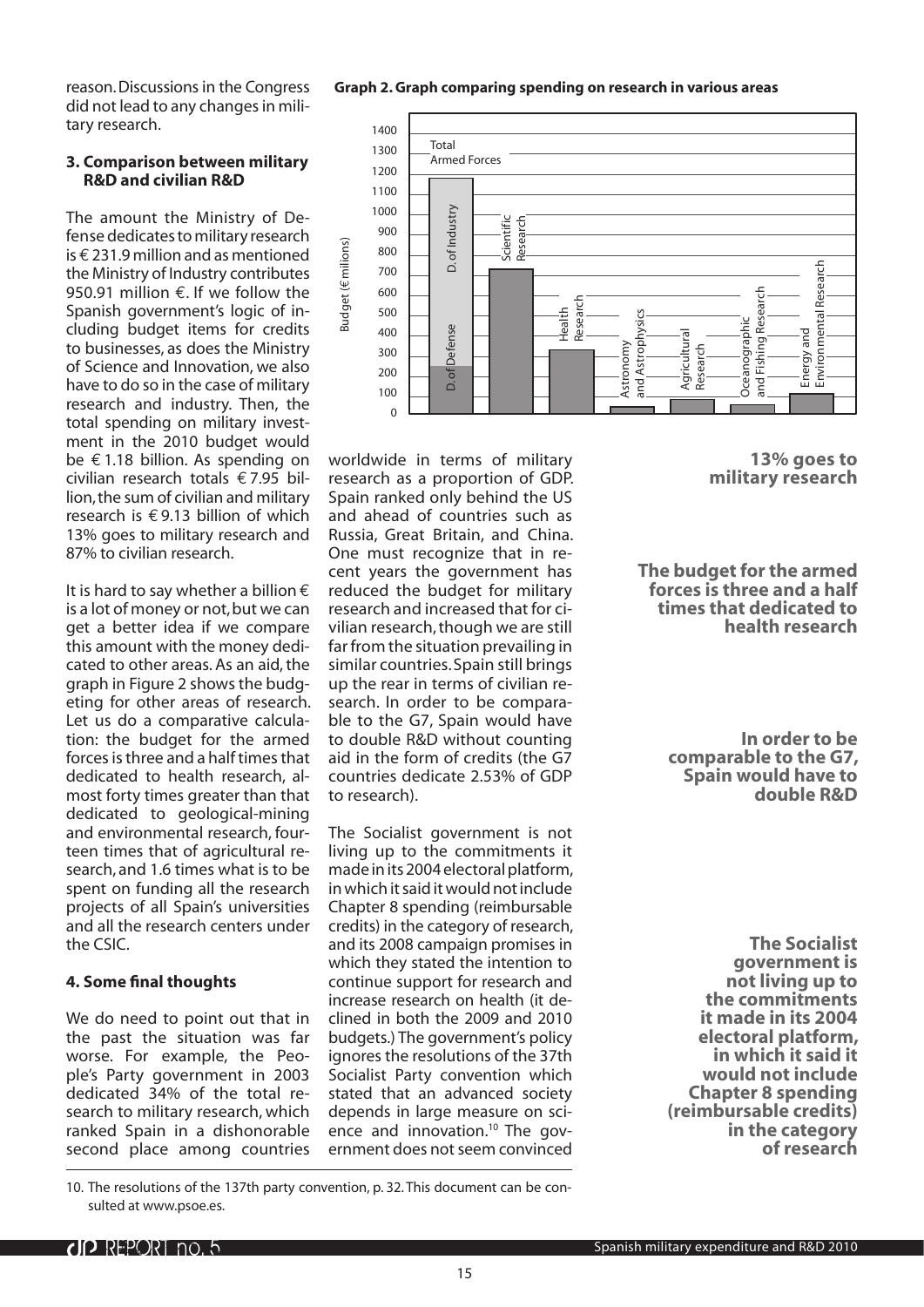reason. Discussions in the Congress did not lead to any changes in military research.

### 3. Comparison between military R&D and civilian R&D

The amount the Ministry of Defense dedicates to military research is € 231.9 million and as mentioned the Ministry of Industry contributes 950.91 million €. If we follow the Spanish government's logic of including budget items for credits to businesses, as does the Ministry of Science and Innovation, we also have to do so in the case of military research and industry. Then, the total spending on military investment in the 2010 budget would be € 1.18 billion. As spending on civilian research totals € 7.95 billion, the sum of civilian and military research is € 9.13 billion of which 13% goes to military research and 87% to civilian research.

It is hard to say whether a billion € is a lot of money or not, but we can get a better idea if we compare this amount with the money dedicated to other areas. As an aid, the graph in Figure 2 shows the budgeting for other areas of research. Let us do a comparative calculation: the budget for the armed forces is three and a half times that dedicated to health research, almost forty times greater than that dedicated to geological-mining and environmental research, fourteen times that of agricultural research, and 1.6 times what is to be spent on funding all the research projects of all Spain's universities and all the research centers under the CSIC.

**Graph 2. Graph comparing spending on research in various areas**

Budget (€ milions); bars: Total Armed Forces (D. of Defense, D. of Industry), Scientific Research, Health Research, Astronomy and Astrophysics, Agricultural Research, Oceanographic and Fishing Research, Energy and Environmental Research. Axis: 0–1400.

### 4. Some final thoughts

We do need to point out that in the past the situation was far worse. For example, the People's Party government in 2003 dedicated 34% of the total research to military research, which ranked Spain in a dishonorable second place among countries worldwide in terms of military research as a proportion of GDP. Spain ranked only behind the US and ahead of countries such as Russia, Great Britain, and China. One must recognize that in recent years the government has reduced the budget for military research and increased that for civilian research, though we are still far from the situation prevailing in similar countries. Spain still brings up the rear in terms of civilian research. In order to be comparable to the G7, Spain would have to double R&D without counting aid in the form of credits (the G7 countries dedicate 2.53% of GDP to research).

The Socialist government is not living up to the commitments it made in its 2004 electoral platform, in which it said it would not include Chapter 8 spending (reimbursable credits) in the category of research, and its 2008 campaign promises in which they stated the intention to continue support for research and increase research on health (it declined in both the 2009 and 2010 budgets.) The government's policy ignores the resolutions of the 37th Socialist Party convention which stated that an advanced society depends in large measure on science and innovation.[10] The government does not seem convinced

**13% goes to military research**

**The budget for the armed forces is three and a half times that dedicated to health research**

**In order to be comparable to the G7, Spain would have to double R&D**

**The Socialist government is not living up to the commitments it made in its 2004 electoral platform, in which it said it would not include Chapter 8 spending (reimbursable credits) in the category of research**

10. The resolutions of the 137th party convention, p. 32. This document can be consulted at www.psoe.es.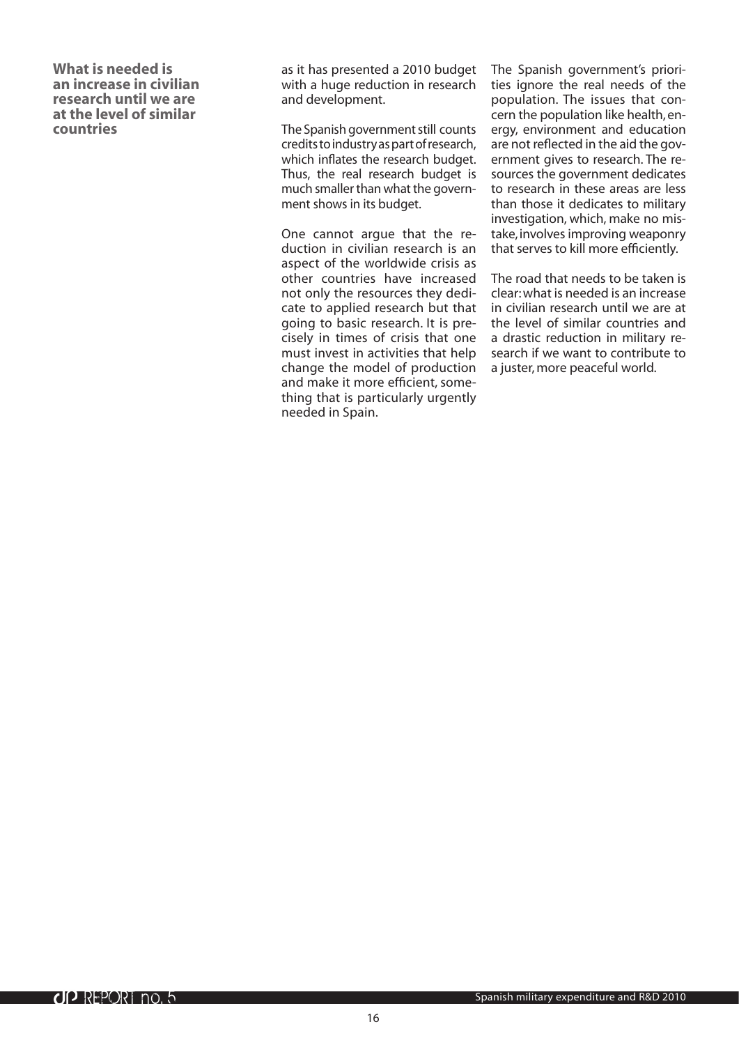**What is needed is an increase in civilian research until we are at the level of similar countries**

as it has presented a 2010 budget with a huge reduction in research and development.

The Spanish government still counts credits to industry as part of research, which inflates the research budget. Thus, the real research budget is much smaller than what the government shows in its budget.

One cannot argue that the reduction in civilian research is an aspect of the worldwide crisis as other countries have increased not only the resources they dedicate to applied research but that going to basic research. It is precisely in times of crisis that one must invest in activities that help change the model of production and make it more efficient, something that is particularly urgently needed in Spain.

The Spanish government's priorities ignore the real needs of the population. The issues that concern the population like health, energy, environment and education are not reflected in the aid the government gives to research. The resources the government dedicates to research in these areas are less than those it dedicates to military investigation, which, make no mistake, involves improving weaponry that serves to kill more efficiently.

The road that needs to be taken is clear: what is needed is an increase in civilian research until we are at the level of similar countries and a drastic reduction in military research if we want to contribute to a juster, more peaceful world.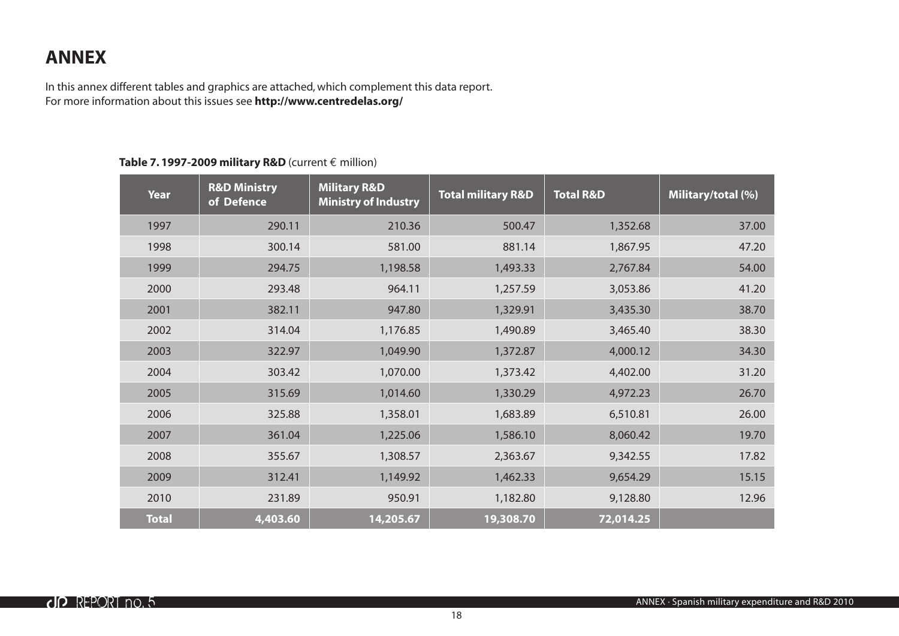# ANNEX

In this annex different tables and graphics are attached, which complement this data report.
For more information about this issues see **http://www.centredelas.org/**

**Table 7. 1997-2009 military R&D** (current € million)

| Year | R&D Ministry of Defence | Military R&D Ministry of Industry | Total military R&D | Total R&D | Military/total (%) |
|---|---|---|---|---|---|
| 1997 | 290.11 | 210.36 | 500.47 | 1,352.68 | 37.00 |
| 1998 | 300.14 | 581.00 | 881.14 | 1,867.95 | 47.20 |
| 1999 | 294.75 | 1,198.58 | 1,493.33 | 2,767.84 | 54.00 |
| 2000 | 293.48 | 964.11 | 1,257.59 | 3,053.86 | 41.20 |
| 2001 | 382.11 | 947.80 | 1,329.91 | 3,435.30 | 38.70 |
| 2002 | 314.04 | 1,176.85 | 1,490.89 | 3,465.40 | 38.30 |
| 2003 | 322.97 | 1,049.90 | 1,372.87 | 4,000.12 | 34.30 |
| 2004 | 303.42 | 1,070.00 | 1,373.42 | 4,402.00 | 31.20 |
| 2005 | 315.69 | 1,014.60 | 1,330.29 | 4,972.23 | 26.70 |
| 2006 | 325.88 | 1,358.01 | 1,683.89 | 6,510.81 | 26.00 |
| 2007 | 361.04 | 1,225.06 | 1,586.10 | 8,060.42 | 19.70 |
| 2008 | 355.67 | 1,308.57 | 2,363.67 | 9,342.55 | 17.82 |
| 2009 | 312.41 | 1,149.92 | 1,462.33 | 9,654.29 | 15.15 |
| 2010 | 231.89 | 950.91 | 1,182.80 | 9,128.80 | 12.96 |
| **Total** | **4,403.60** | **14,205.67** | **19,308.70** | **72,014.25** | |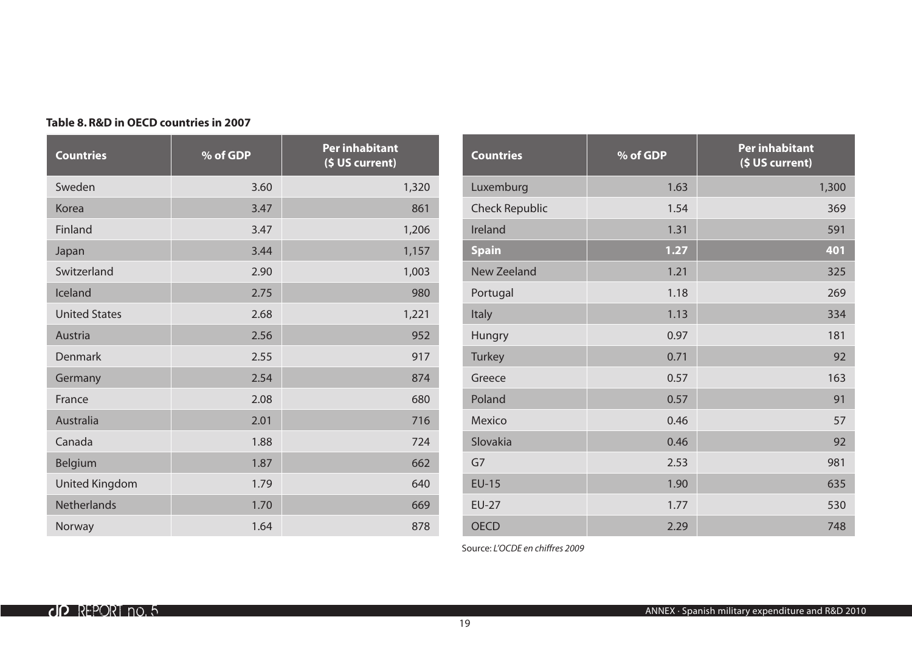**Table 8. R&D in OECD countries in 2007**

| Countries | % of GDP | Per inhabitant ($ US current) |
|---|---|---|
| Sweden | 3.60 | 1,320 |
| Korea | 3.47 | 861 |
| Finland | 3.47 | 1,206 |
| Japan | 3.44 | 1,157 |
| Switzerland | 2.90 | 1,003 |
| Iceland | 2.75 | 980 |
| United States | 2.68 | 1,221 |
| Austria | 2.56 | 952 |
| Denmark | 2.55 | 917 |
| Germany | 2.54 | 874 |
| France | 2.08 | 680 |
| Australia | 2.01 | 716 |
| Canada | 1.88 | 724 |
| Belgium | 1.87 | 662 |
| United Kingdom | 1.79 | 640 |
| Netherlands | 1.70 | 669 |
| Norway | 1.64 | 878 |
| Luxemburg | 1.63 | 1,300 |
| Check Republic | 1.54 | 369 |
| Ireland | 1.31 | 591 |
| **Spain** | **1.27** | **401** |
| New Zeeland | 1.21 | 325 |
| Portugal | 1.18 | 269 |
| Italy | 1.13 | 334 |
| Hungry | 0.97 | 181 |
| Turkey | 0.71 | 92 |
| Greece | 0.57 | 163 |
| Poland | 0.57 | 91 |
| Mexico | 0.46 | 57 |
| Slovakia | 0.46 | 92 |
| G7 | 2.53 | 981 |
| EU-15 | 1.90 | 635 |
| EU-27 | 1.77 | 530 |
| OECD | 2.29 | 748 |

Source: *L'OCDE en chiffres 2009*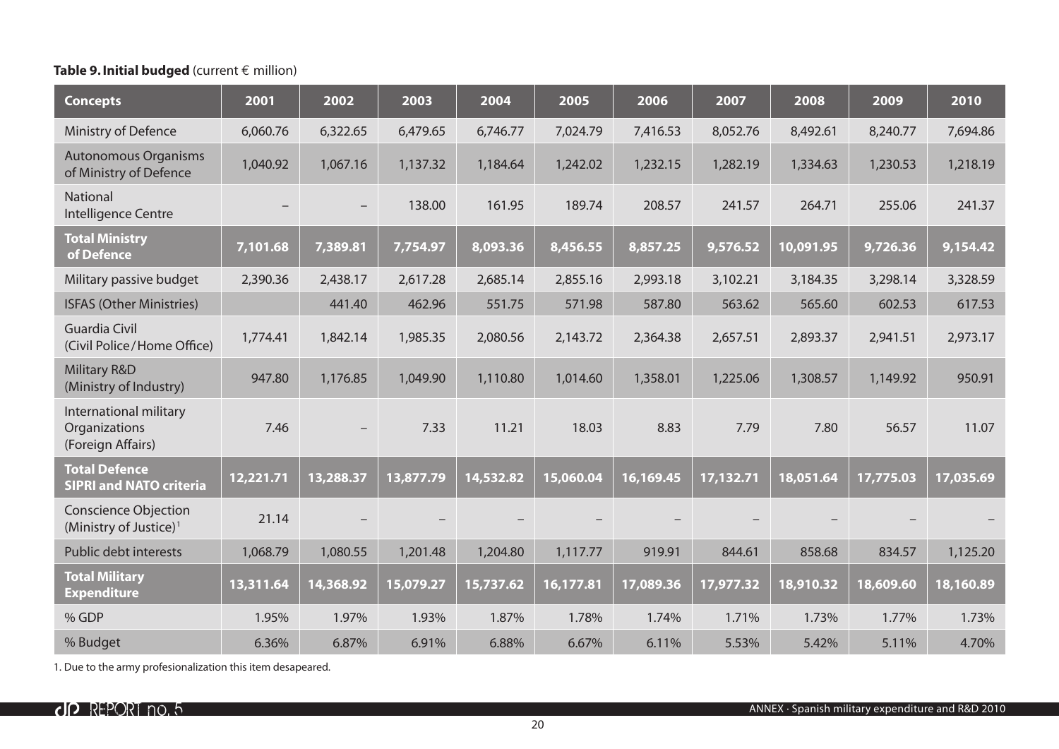**Table 9. Initial budged** (current € million)

| Concepts | 2001 | 2002 | 2003 | 2004 | 2005 | 2006 | 2007 | 2008 | 2009 | 2010 |
|---|---|---|---|---|---|---|---|---|---|---|
| Ministry of Defence | 6,060.76 | 6,322.65 | 6,479.65 | 6,746.77 | 7,024.79 | 7,416.53 | 8,052.76 | 8,492.61 | 8,240.77 | 7,694.86 |
| Autonomous Organisms of Ministry of Defence | 1,040.92 | 1,067.16 | 1,137.32 | 1,184.64 | 1,242.02 | 1,232.15 | 1,282.19 | 1,334.63 | 1,230.53 | 1,218.19 |
| National Intelligence Centre | – | – | 138.00 | 161.95 | 189.74 | 208.57 | 241.57 | 264.71 | 255.06 | 241.37 |
| **Total Ministry of Defence** | **7,101.68** | **7,389.81** | **7,754.97** | **8,093.36** | **8,456.55** | **8,857.25** | **9,576.52** | **10,091.95** | **9,726.36** | **9,154.42** |
| Military passive budget | 2,390.36 | 2,438.17 | 2,617.28 | 2,685.14 | 2,855.16 | 2,993.18 | 3,102.21 | 3,184.35 | 3,298.14 | 3,328.59 |
| ISFAS (Other Ministries) | | 441.40 | 462.96 | 551.75 | 571.98 | 587.80 | 563.62 | 565.60 | 602.53 | 617.53 |
| Guardia Civil (Civil Police / Home Office) | 1,774.41 | 1,842.14 | 1,985.35 | 2,080.56 | 2,143.72 | 2,364.38 | 2,657.51 | 2,893.37 | 2,941.51 | 2,973.17 |
| Military R&D (Ministry of Industry) | 947.80 | 1,176.85 | 1,049.90 | 1,110.80 | 1,014.60 | 1,358.01 | 1,225.06 | 1,308.57 | 1,149.92 | 950.91 |
| International military Organizations (Foreign Affairs) | 7.46 | – | 7.33 | 11.21 | 18.03 | 8.83 | 7.79 | 7.80 | 56.57 | 11.07 |
| **Total Defence SIPRI and NATO criteria** | **12,221.71** | **13,288.37** | **13,877.79** | **14,532.82** | **15,060.04** | **16,169.45** | **17,132.71** | **18,051.64** | **17,775.03** | **17,035.69** |
| Conscience Objection (Ministry of Justice)[1] | 21.14 | – | – | – | – | – | – | – | – | – |
| Public debt interests | 1,068.79 | 1,080.55 | 1,201.48 | 1,204.80 | 1,117.77 | 919.91 | 844.61 | 858.68 | 834.57 | 1,125.20 |
| **Total Military Expenditure** | **13,311.64** | **14,368.92** | **15,079.27** | **15,737.62** | **16,177.81** | **17,089.36** | **17,977.32** | **18,910.32** | **18,609.60** | **18,160.89** |
| % GDP | 1.95% | 1.97% | 1.93% | 1.87% | 1.78% | 1.74% | 1.71% | 1.73% | 1.77% | 1.73% |
| % Budget | 6.36% | 6.87% | 6.91% | 6.88% | 6.67% | 6.11% | 5.53% | 5.42% | 5.11% | 4.70% |

1. Due to the army profesionalization this item desapeared.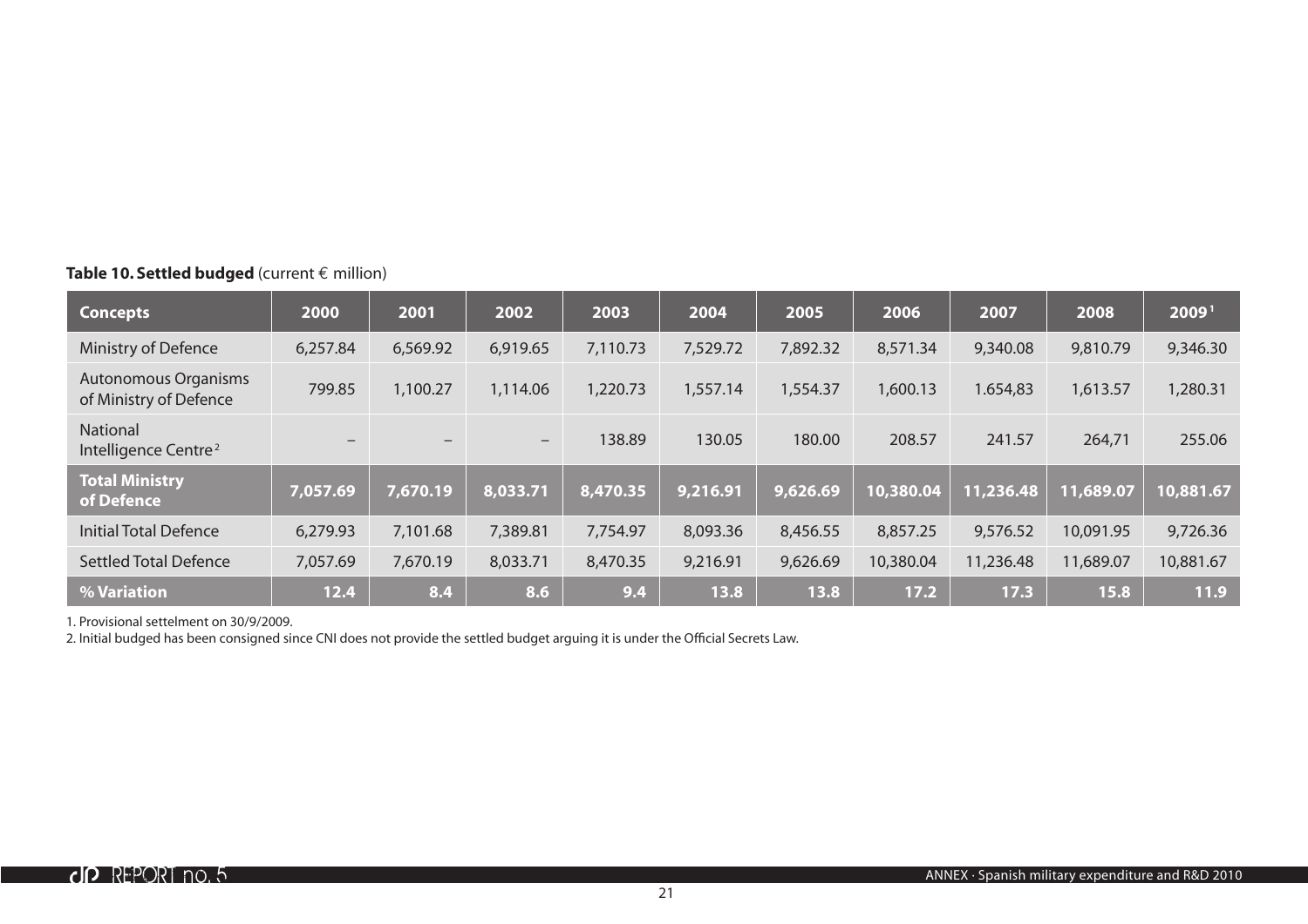**Table 10. Settled budged** (current € million)

| Concepts | 2000 | 2001 | 2002 | 2003 | 2004 | 2005 | 2006 | 2007 | 2008 | 2009[1] |
|---|---|---|---|---|---|---|---|---|---|---|
| Ministry of Defence | 6,257.84 | 6,569.92 | 6,919.65 | 7,110.73 | 7,529.72 | 7,892.32 | 8,571.34 | 9,340.08 | 9,810.79 | 9,346.30 |
| Autonomous Organisms of Ministry of Defence | 799.85 | 1,100.27 | 1,114.06 | 1,220.73 | 1,557.14 | 1,554.37 | 1,600.13 | 1.654,83 | 1,613.57 | 1,280.31 |
| National Intelligence Centre[2] | – | – | – | 138.89 | 130.05 | 180.00 | 208.57 | 241.57 | 264,71 | 255.06 |
| **Total Ministry of Defence** | **7,057.69** | **7,670.19** | **8,033.71** | **8,470.35** | **9,216.91** | **9,626.69** | **10,380.04** | **11,236.48** | **11,689.07** | **10,881.67** |
| Initial Total Defence | 6,279.93 | 7,101.68 | 7,389.81 | 7,754.97 | 8,093.36 | 8,456.55 | 8,857.25 | 9,576.52 | 10,091.95 | 9,726.36 |
| Settled Total Defence | 7,057.69 | 7,670.19 | 8,033.71 | 8,470.35 | 9,216.91 | 9,626.69 | 10,380.04 | 11,236.48 | 11,689.07 | 10,881.67 |
| **% Variation** | **12.4** | **8.4** | **8.6** | **9.4** | **13.8** | **13.8** | **17.2** | **17.3** | **15.8** | **11.9** |

1. Provisional settelment on 30/9/2009.

2. Initial budged has been consigned since CNI does not provide the settled budget arguing it is under the Official Secrets Law.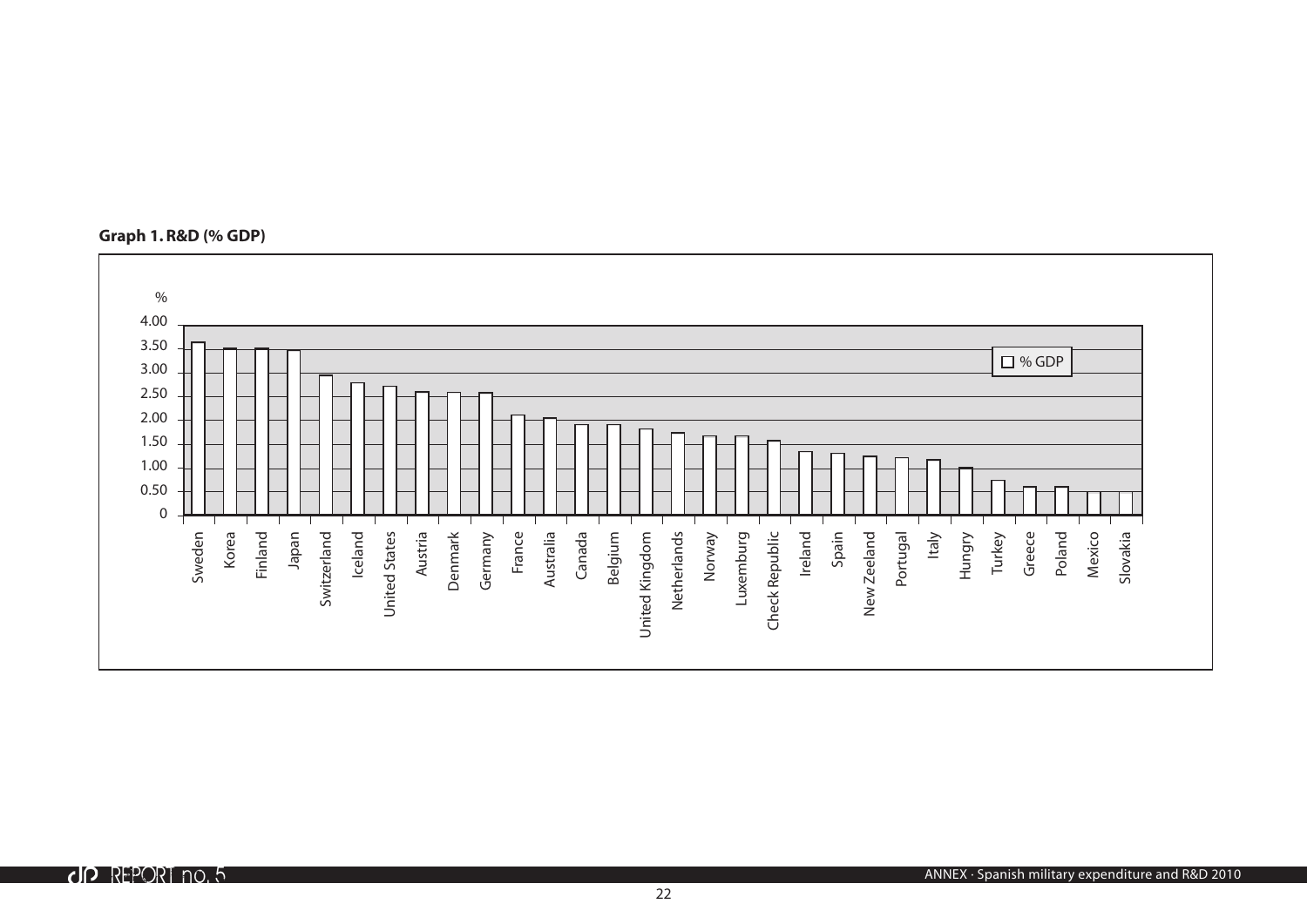**Graph 1. R&D (% GDP)**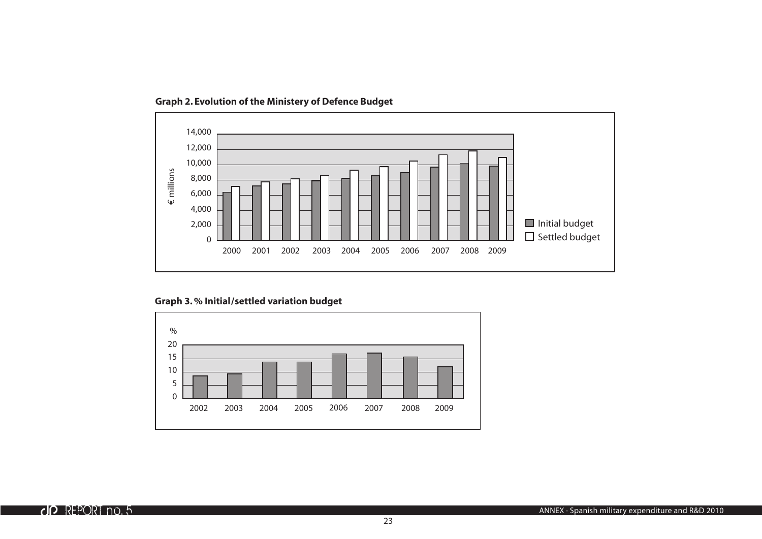**Graph 2. Evolution of the Ministery of Defence Budget**

**Graph 3. % Initial/settled variation budget**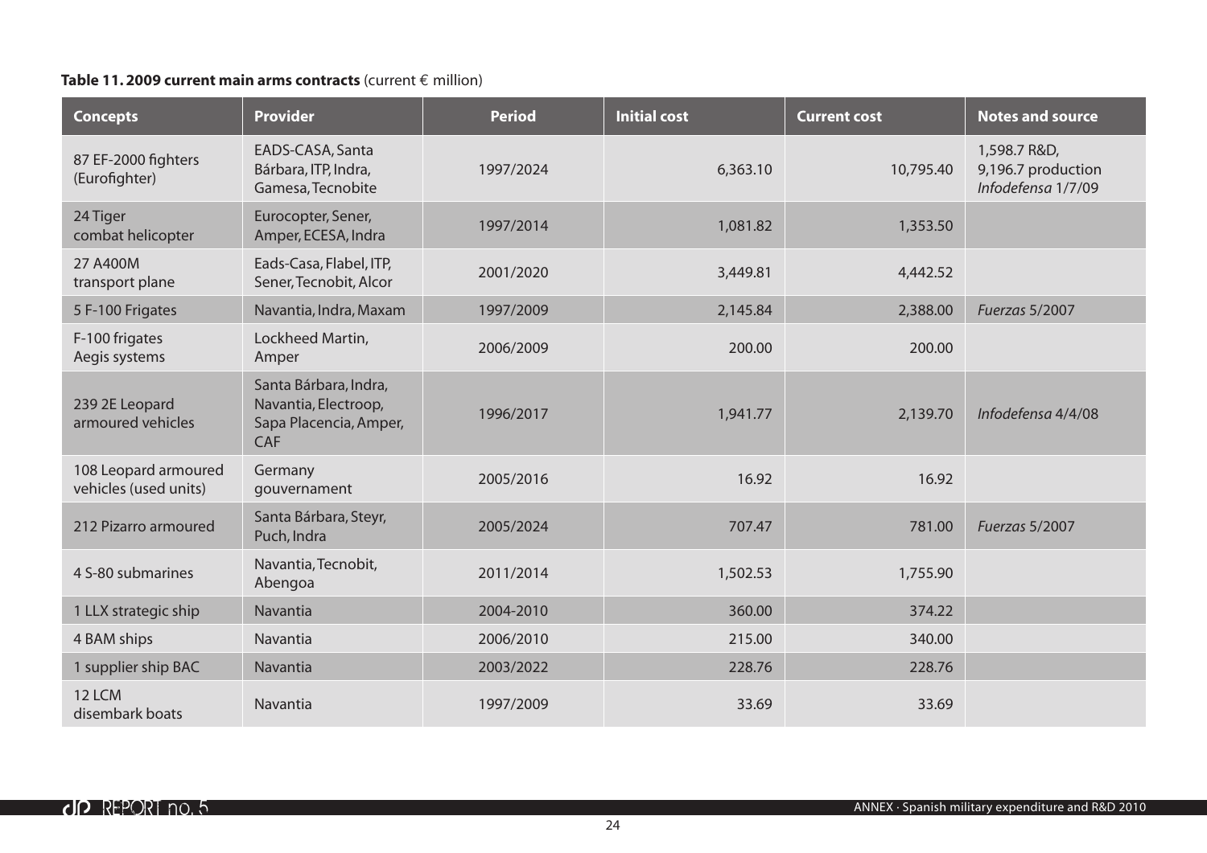**Table 11. 2009 current main arms contracts** (current € million)

| Concepts | Provider | Period | Initial cost | Current cost | Notes and source |
|---|---|---|---|---|---|
| 87 EF-2000 fighters (Eurofighter) | EADS-CASA, Santa Bárbara, ITP, Indra, Gamesa, Tecnobite | 1997/2024 | 6,363.10 | 10,795.40 | 1,598.7 R&D, 9,196.7 production *Infodefensa* 1/7/09 |
| 24 Tiger combat helicopter | Eurocopter, Sener, Amper, ECESA, Indra | 1997/2014 | 1,081.82 | 1,353.50 | |
| 27 A400M transport plane | Eads-Casa, Flabel, ITP, Sener, Tecnobit, Alcor | 2001/2020 | 3,449.81 | 4,442.52 | |
| 5 F-100 Frigates | Navantia, Indra, Maxam | 1997/2009 | 2,145.84 | 2,388.00 | *Fuerzas* 5/2007 |
| F-100 frigates Aegis systems | Lockheed Martin, Amper | 2006/2009 | 200.00 | 200.00 | |
| 239 2E Leopard armoured vehicles | Santa Bárbara, Indra, Navantia, Electroop, Sapa Placencia, Amper, CAF | 1996/2017 | 1,941.77 | 2,139.70 | *Infodefensa* 4/4/08 |
| 108 Leopard armoured vehicles (used units) | Germany gouvernament | 2005/2016 | 16.92 | 16.92 | |
| 212 Pizarro armoured | Santa Bárbara, Steyr, Puch, Indra | 2005/2024 | 707.47 | 781.00 | *Fuerzas* 5/2007 |
| 4 S-80 submarines | Navantia, Tecnobit, Abengoa | 2011/2014 | 1,502.53 | 1,755.90 | |
| 1 LLX strategic ship | Navantia | 2004-2010 | 360.00 | 374.22 | |
| 4 BAM ships | Navantia | 2006/2010 | 215.00 | 340.00 | |
| 1 supplier ship BAC | Navantia | 2003/2022 | 228.76 | 228.76 | |
| 12 LCM disembark boats | Navantia | 1997/2009 | 33.69 | 33.69 | |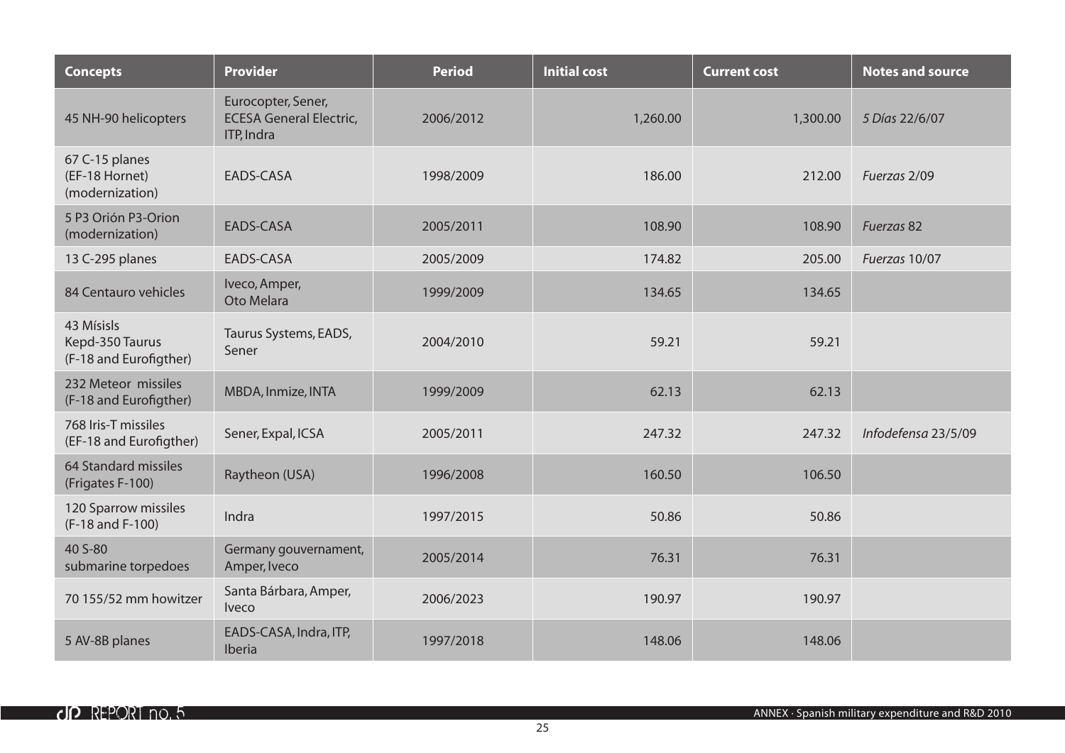| Concepts | Provider | Period | Initial cost | Current cost | Notes and source |
|---|---|---|---|---|---|
| 45 NH-90 helicopters | Eurocopter, Sener, ECESA General Electric, ITP, Indra | 2006/2012 | 1,260.00 | 1,300.00 | *5 Días* 22/6/07 |
| 67 C-15 planes (EF-18 Hornet) (modernization) | EADS-CASA | 1998/2009 | 186.00 | 212.00 | *Fuerzas* 2/09 |
| 5 P3 Orión P3-Orion (modernization) | EADS-CASA | 2005/2011 | 108.90 | 108.90 | *Fuerzas* 82 |
| 13 C-295 planes | EADS-CASA | 2005/2009 | 174.82 | 205.00 | *Fuerzas* 10/07 |
| 84 Centauro vehicles | Iveco, Amper, Oto Melara | 1999/2009 | 134.65 | 134.65 | |
| 43 Mísisls Kepd-350 Taurus (F-18 and Eurofigther) | Taurus Systems, EADS, Sener | 2004/2010 | 59.21 | 59.21 | |
| 232 Meteor missiles (F-18 and Eurofigther) | MBDA, Inmize, INTA | 1999/2009 | 62.13 | 62.13 | |
| 768 Iris-T missiles (EF-18 and Eurofigther) | Sener, Expal, ICSA | 2005/2011 | 247.32 | 247.32 | *Infodefensa* 23/5/09 |
| 64 Standard missiles (Frigates F-100) | Raytheon (USA) | 1996/2008 | 160.50 | 106.50 | |
| 120 Sparrow missiles (F-18 and F-100) | Indra | 1997/2015 | 50.86 | 50.86 | |
| 40 S-80 submarine torpedoes | Germany gouvernament, Amper, Iveco | 2005/2014 | 76.31 | 76.31 | |
| 70 155/52 mm howitzer | Santa Bárbara, Amper, Iveco | 2006/2023 | 190.97 | 190.97 | |
| 5 AV-8B planes | EADS-CASA, Indra, ITP, Iberia | 1997/2018 | 148.06 | 148.06 | |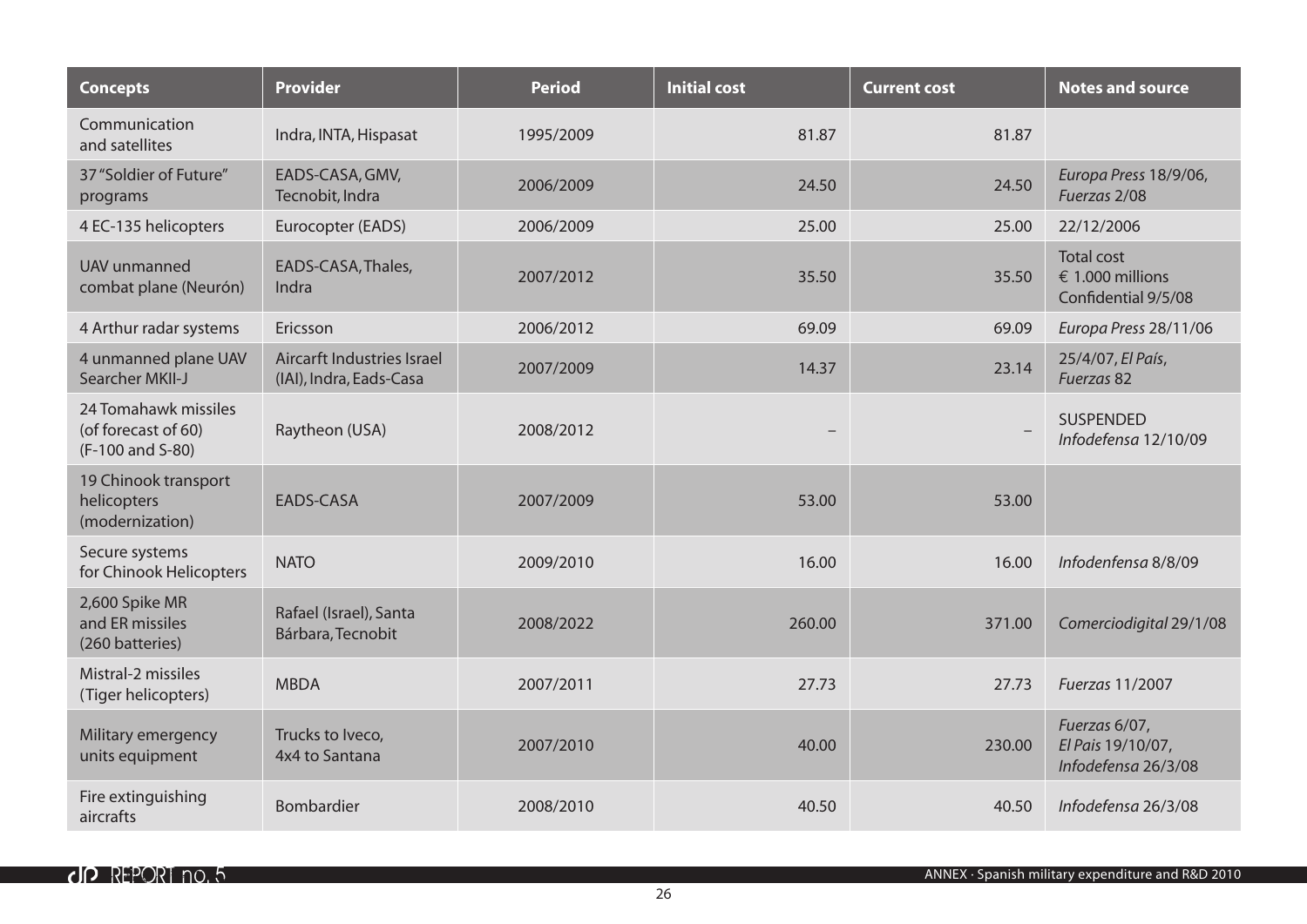| Concepts | Provider | Period | Initial cost | Current cost | Notes and source |
|---|---|---|---|---|---|
| Communication and satellites | Indra, INTA, Hispasat | 1995/2009 | 81.87 | 81.87 | |
| 37 "Soldier of Future" programs | EADS-CASA, GMV, Tecnobit, Indra | 2006/2009 | 24.50 | 24.50 | *Europa Press* 18/9/06, *Fuerzas* 2/08 |
| 4 EC-135 helicopters | Eurocopter (EADS) | 2006/2009 | 25.00 | 25.00 | 22/12/2006 |
| UAV unmanned combat plane (Neurón) | EADS-CASA, Thales, Indra | 2007/2012 | 35.50 | 35.50 | Total cost € 1.000 millions Confidential 9/5/08 |
| 4 Arthur radar systems | Ericsson | 2006/2012 | 69.09 | 69.09 | *Europa Press* 28/11/06 |
| 4 unmanned plane UAV Searcher MKII-J | Aircarft Industries Israel (IAI), Indra, Eads-Casa | 2007/2009 | 14.37 | 23.14 | 25/4/07, *El País*, *Fuerzas* 82 |
| 24 Tomahawk missiles (of forecast of 60) (F-100 and S-80) | Raytheon (USA) | 2008/2012 | – | – | SUSPENDED *Infodefensa* 12/10/09 |
| 19 Chinook transport helicopters (modernization) | EADS-CASA | 2007/2009 | 53.00 | 53.00 | |
| Secure systems for Chinook Helicopters | NATO | 2009/2010 | 16.00 | 16.00 | *Infodenfensa* 8/8/09 |
| 2,600 Spike MR and ER missiles (260 batteries) | Rafael (Israel), Santa Bárbara, Tecnobit | 2008/2022 | 260.00 | 371.00 | *Comerciodigital* 29/1/08 |
| Mistral-2 missiles (Tiger helicopters) | MBDA | 2007/2011 | 27.73 | 27.73 | *Fuerzas* 11/2007 |
| Military emergency units equipment | Trucks to Iveco, 4x4 to Santana | 2007/2010 | 40.00 | 230.00 | *Fuerzas* 6/07, *El Pais* 19/10/07, *Infodefensa* 26/3/08 |
| Fire extinguishing aircrafts | Bombardier | 2008/2010 | 40.50 | 40.50 | *Infodefensa* 26/3/08 |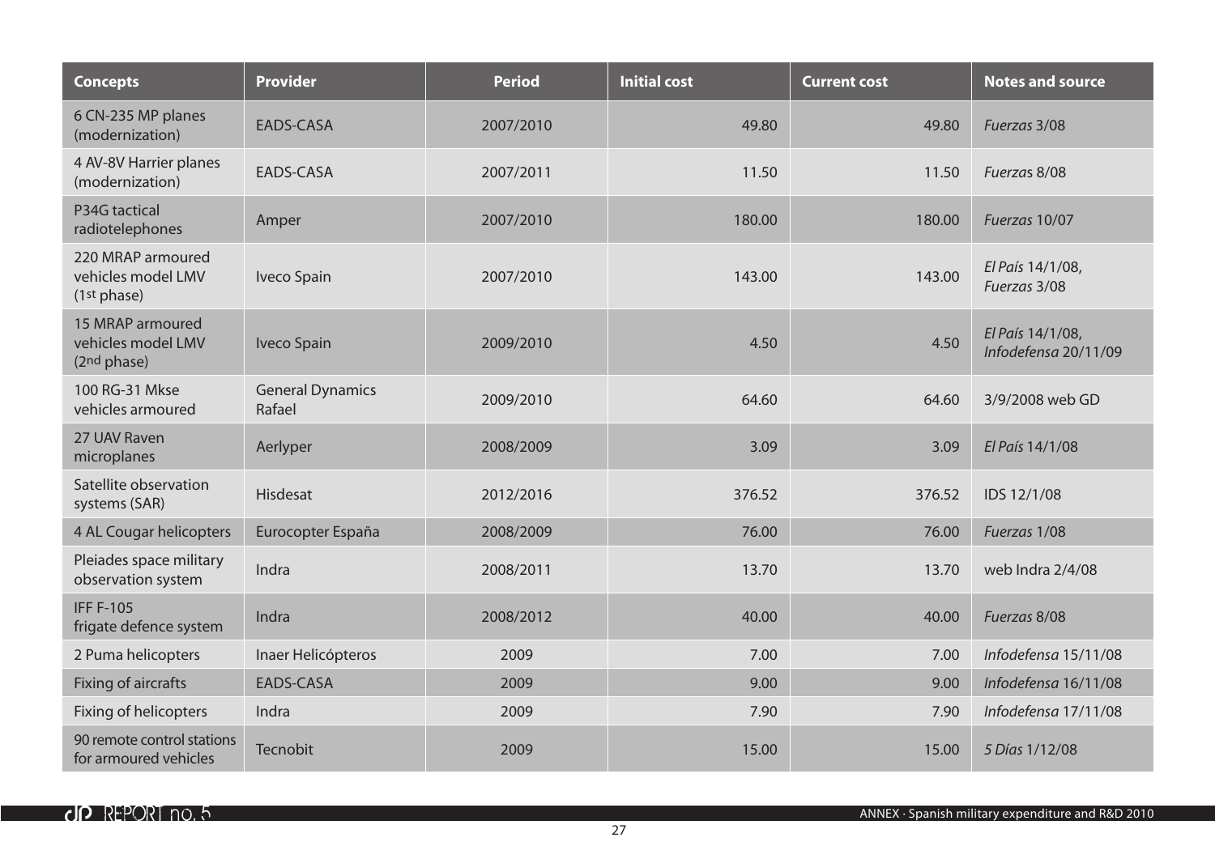| Concepts | Provider | Period | Initial cost | Current cost | Notes and source |
|---|---|---|---|---|---|
| 6 CN-235 MP planes (modernization) | EADS-CASA | 2007/2010 | 49.80 | 49.80 | *Fuerzas* 3/08 |
| 4 AV-8V Harrier planes (modernization) | EADS-CASA | 2007/2011 | 11.50 | 11.50 | *Fuerzas* 8/08 |
| P34G tactical radiotelephones | Amper | 2007/2010 | 180.00 | 180.00 | *Fuerzas* 10/07 |
| 220 MRAP armoured vehicles model LMV (1st phase) | Iveco Spain | 2007/2010 | 143.00 | 143.00 | *El País* 14/1/08, *Fuerzas* 3/08 |
| 15 MRAP armoured vehicles model LMV (2nd phase) | Iveco Spain | 2009/2010 | 4.50 | 4.50 | *El País* 14/1/08, *Infodefensa* 20/11/09 |
| 100 RG-31 Mkse vehicles armoured | General Dynamics Rafael | 2009/2010 | 64.60 | 64.60 | 3/9/2008 web GD |
| 27 UAV Raven microplanes | Aerlyper | 2008/2009 | 3.09 | 3.09 | *El País* 14/1/08 |
| Satellite observation systems (SAR) | Hisdesat | 2012/2016 | 376.52 | 376.52 | IDS 12/1/08 |
| 4 AL Cougar helicopters | Eurocopter España | 2008/2009 | 76.00 | 76.00 | *Fuerzas* 1/08 |
| Pleiades space military observation system | Indra | 2008/2011 | 13.70 | 13.70 | web Indra 2/4/08 |
| IFF F-105 frigate defence system | Indra | 2008/2012 | 40.00 | 40.00 | *Fuerzas* 8/08 |
| 2 Puma helicopters | Inaer Helicópteros | 2009 | 7.00 | 7.00 | *Infodefensa* 15/11/08 |
| Fixing of aircrafts | EADS-CASA | 2009 | 9.00 | 9.00 | *Infodefensa* 16/11/08 |
| Fixing of helicopters | Indra | 2009 | 7.90 | 7.90 | *Infodefensa* 17/11/08 |
| 90 remote control stations for armoured vehicles | Tecnobit | 2009 | 15.00 | 15.00 | *5 Días* 1/12/08 |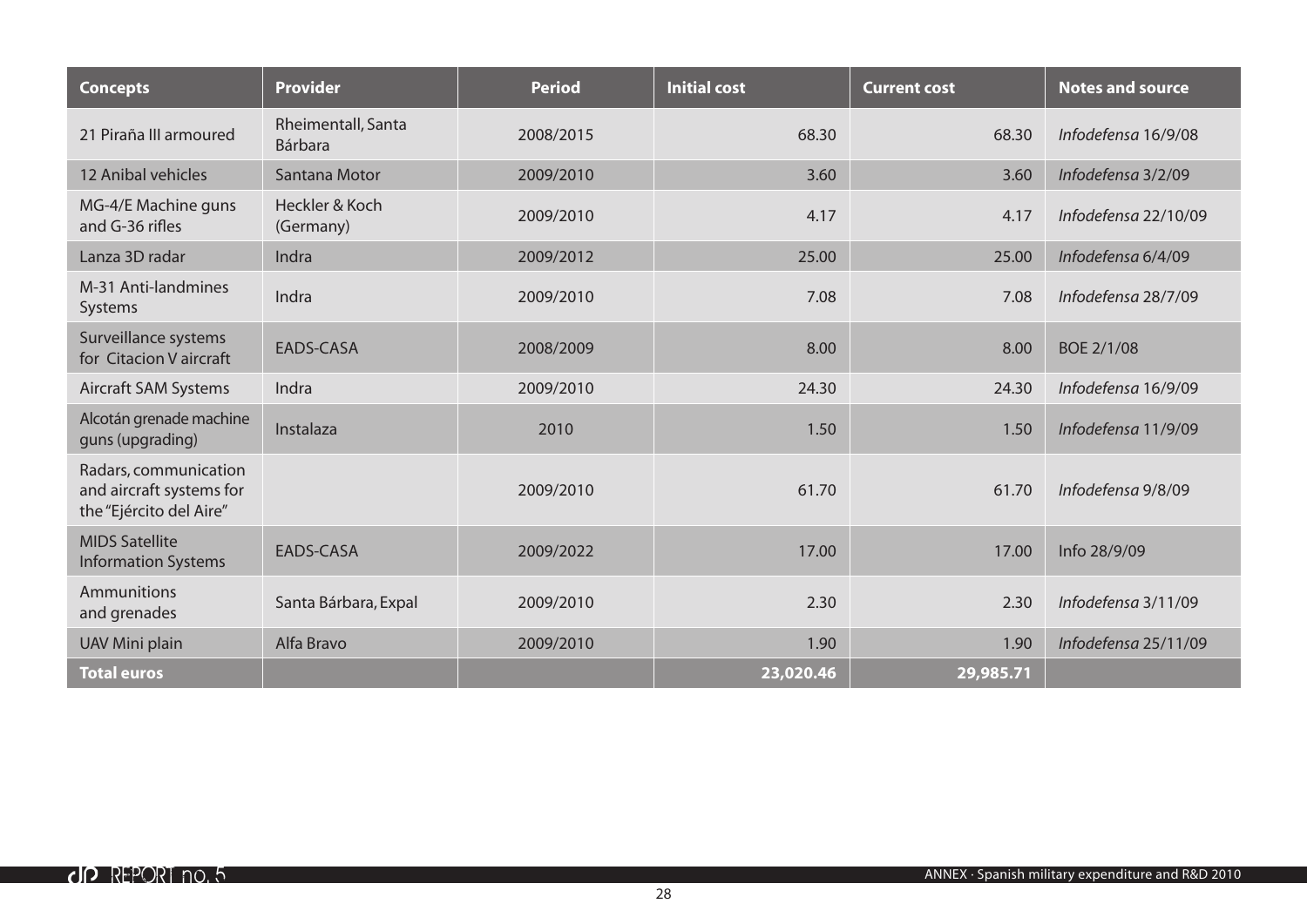| Concepts | Provider | Period | Initial cost | Current cost | Notes and source |
|---|---|---|---|---|---|
| 21 Piraña III armoured | Rheimentall, Santa Bárbara | 2008/2015 | 68.30 | 68.30 | *Infodefensa* 16/9/08 |
| 12 Anibal vehicles | Santana Motor | 2009/2010 | 3.60 | 3.60 | *Infodefensa* 3/2/09 |
| MG-4/E Machine guns and G-36 rifles | Heckler & Koch (Germany) | 2009/2010 | 4.17 | 4.17 | *Infodefensa* 22/10/09 |
| Lanza 3D radar | Indra | 2009/2012 | 25.00 | 25.00 | *Infodefensa* 6/4/09 |
| M-31 Anti-landmines Systems | Indra | 2009/2010 | 7.08 | 7.08 | *Infodefensa* 28/7/09 |
| Surveillance systems for Citacion V aircraft | EADS-CASA | 2008/2009 | 8.00 | 8.00 | BOE 2/1/08 |
| Aircraft SAM Systems | Indra | 2009/2010 | 24.30 | 24.30 | *Infodefensa* 16/9/09 |
| Alcotán grenade machine guns (upgrading) | Instalaza | 2010 | 1.50 | 1.50 | *Infodefensa* 11/9/09 |
| Radars, communication and aircraft systems for the "Ejército del Aire" | | 2009/2010 | 61.70 | 61.70 | *Infodefensa* 9/8/09 |
| MIDS Satellite Information Systems | EADS-CASA | 2009/2022 | 17.00 | 17.00 | Info 28/9/09 |
| Ammunitions and grenades | Santa Bárbara, Expal | 2009/2010 | 2.30 | 2.30 | *Infodefensa* 3/11/09 |
| UAV Mini plain | Alfa Bravo | 2009/2010 | 1.90 | 1.90 | *Infodefensa* 25/11/09 |
| **Total euros** | | | **23,020.46** | **29,985.71** | |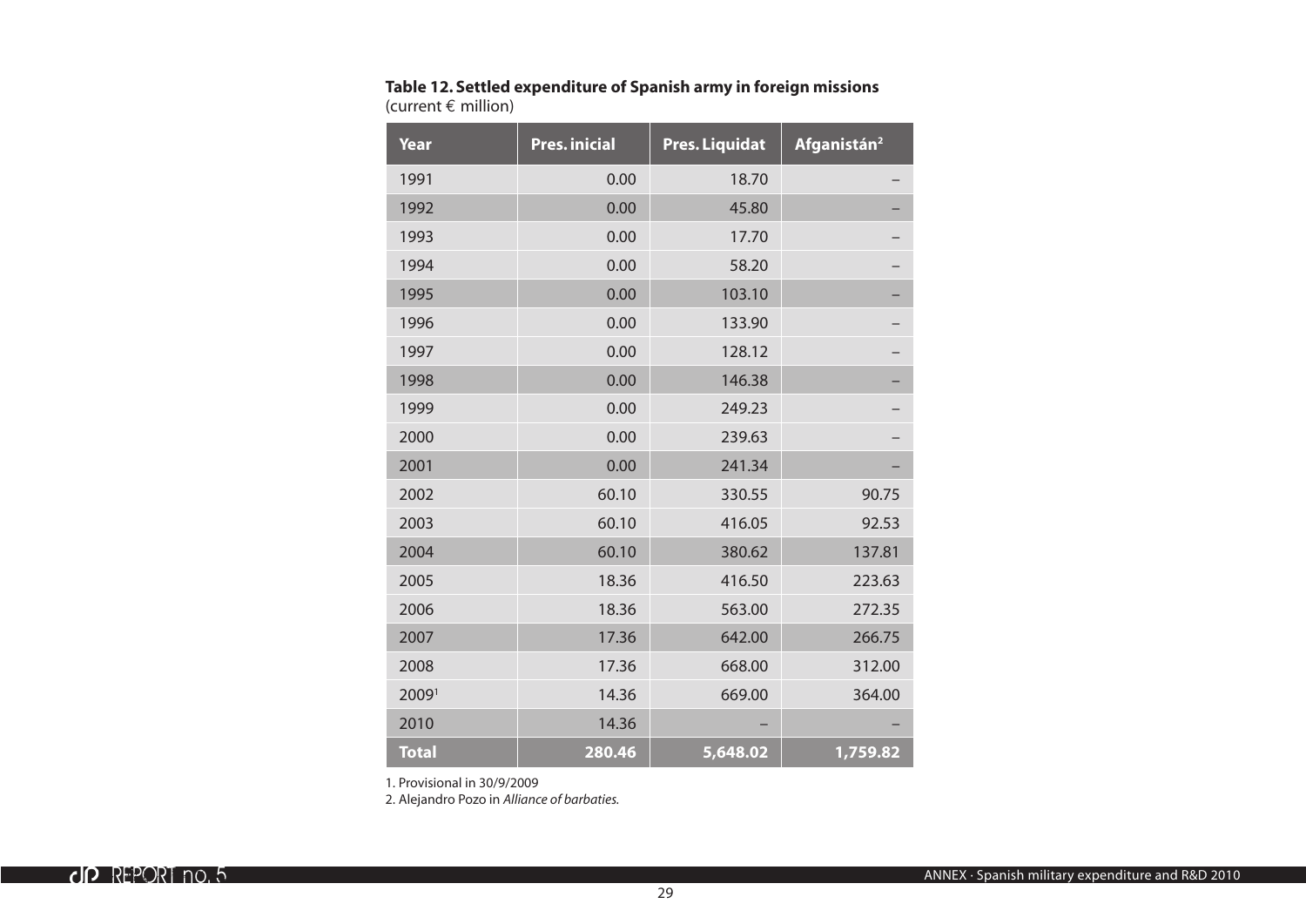**Table 12. Settled expenditure of Spanish army in foreign missions**
(current € million)

| Year | Pres. inicial | Pres. Liquidat | Afganistán[2] |
|---|---|---|---|
| 1991 | 0.00 | 18.70 | – |
| 1992 | 0.00 | 45.80 | – |
| 1993 | 0.00 | 17.70 | – |
| 1994 | 0.00 | 58.20 | – |
| 1995 | 0.00 | 103.10 | – |
| 1996 | 0.00 | 133.90 | – |
| 1997 | 0.00 | 128.12 | – |
| 1998 | 0.00 | 146.38 | – |
| 1999 | 0.00 | 249.23 | – |
| 2000 | 0.00 | 239.63 | – |
| 2001 | 0.00 | 241.34 | – |
| 2002 | 60.10 | 330.55 | 90.75 |
| 2003 | 60.10 | 416.05 | 92.53 |
| 2004 | 60.10 | 380.62 | 137.81 |
| 2005 | 18.36 | 416.50 | 223.63 |
| 2006 | 18.36 | 563.00 | 272.35 |
| 2007 | 17.36 | 642.00 | 266.75 |
| 2008 | 17.36 | 668.00 | 312.00 |
| 2009[1] | 14.36 | 669.00 | 364.00 |
| 2010 | 14.36 | – | – |
| **Total** | **280.46** | **5,648.02** | **1,759.82** |

1. Provisional in 30/9/2009
2. Alejandro Pozo in *Alliance of barbaties.*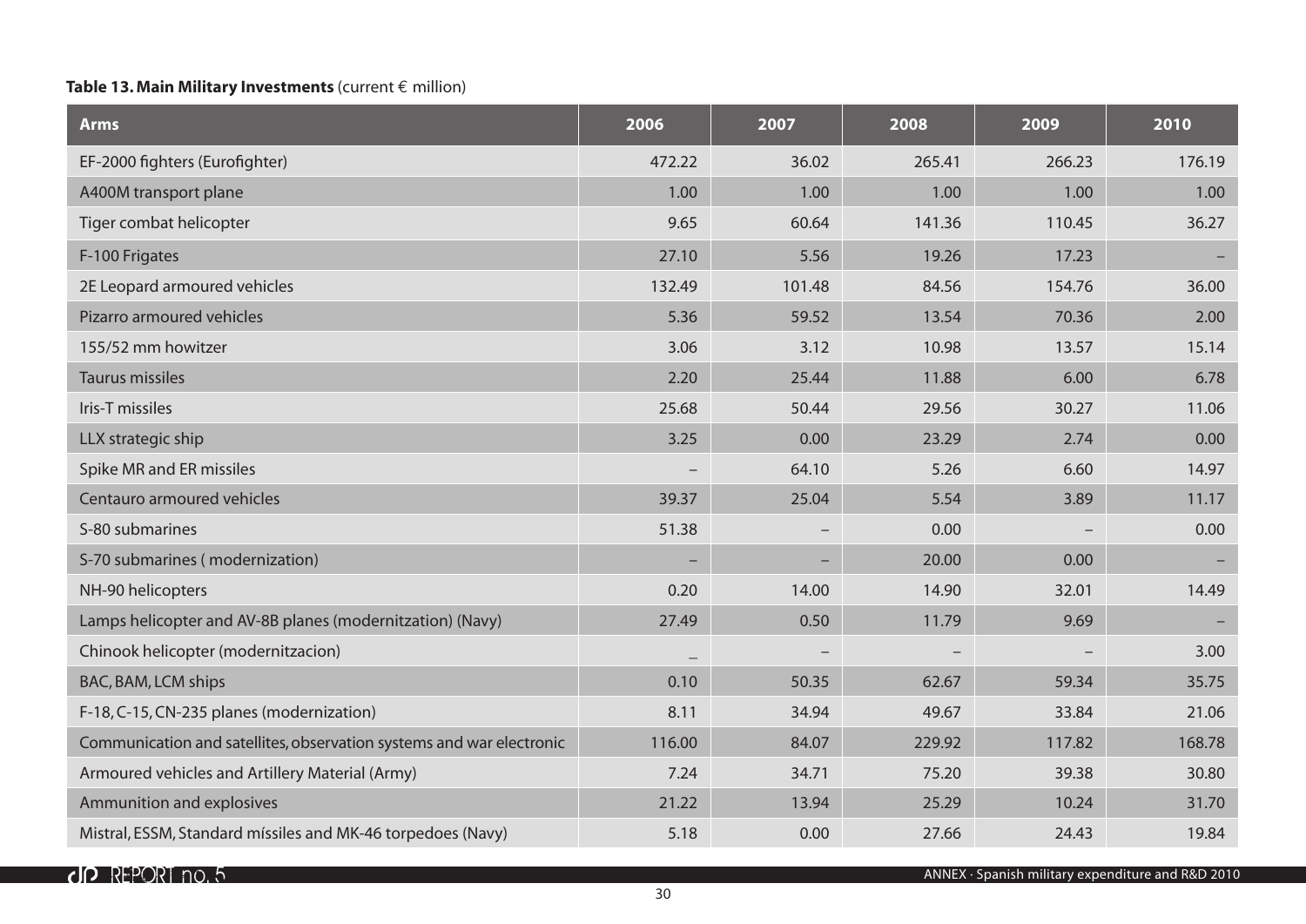**Table 13. Main Military Investments** (current € million)

| Arms | 2006 | 2007 | 2008 | 2009 | 2010 |
|---|---|---|---|---|---|
| EF-2000 fighters (Eurofighter) | 472.22 | 36.02 | 265.41 | 266.23 | 176.19 |
| A400M transport plane | 1.00 | 1.00 | 1.00 | 1.00 | 1.00 |
| Tiger combat helicopter | 9.65 | 60.64 | 141.36 | 110.45 | 36.27 |
| F-100 Frigates | 27.10 | 5.56 | 19.26 | 17.23 | – |
| 2E Leopard armoured vehicles | 132.49 | 101.48 | 84.56 | 154.76 | 36.00 |
| Pizarro armoured vehicles | 5.36 | 59.52 | 13.54 | 70.36 | 2.00 |
| 155/52 mm howitzer | 3.06 | 3.12 | 10.98 | 13.57 | 15.14 |
| Taurus missiles | 2.20 | 25.44 | 11.88 | 6.00 | 6.78 |
| Iris-T missiles | 25.68 | 50.44 | 29.56 | 30.27 | 11.06 |
| LLX strategic ship | 3.25 | 0.00 | 23.29 | 2.74 | 0.00 |
| Spike MR and ER missiles | – | 64.10 | 5.26 | 6.60 | 14.97 |
| Centauro armoured vehicles | 39.37 | 25.04 | 5.54 | 3.89 | 11.17 |
| S-80 submarines | 51.38 | – | 0.00 | – | 0.00 |
| S-70 submarines ( modernization) | – | – | 20.00 | 0.00 | – |
| NH-90 helicopters | 0.20 | 14.00 | 14.90 | 32.01 | 14.49 |
| Lamps helicopter and AV-8B planes (modernitzation) (Navy) | 27.49 | 0.50 | 11.79 | 9.69 | – |
| Chinook helicopter (modernitzacion) | – | – | – | – | 3.00 |
| BAC, BAM, LCM ships | 0.10 | 50.35 | 62.67 | 59.34 | 35.75 |
| F-18, C-15, CN-235 planes (modernization) | 8.11 | 34.94 | 49.67 | 33.84 | 21.06 |
| Communication and satellites, observation systems and war electronic | 116.00 | 84.07 | 229.92 | 117.82 | 168.78 |
| Armoured vehicles and Artillery Material (Army) | 7.24 | 34.71 | 75.20 | 39.38 | 30.80 |
| Ammunition and explosives | 21.22 | 13.94 | 25.29 | 10.24 | 31.70 |
| Mistral, ESSM, Standard místiles and MK-46 torpedoes (Navy) | 5.18 | 0.00 | 27.66 | 24.43 | 19.84 |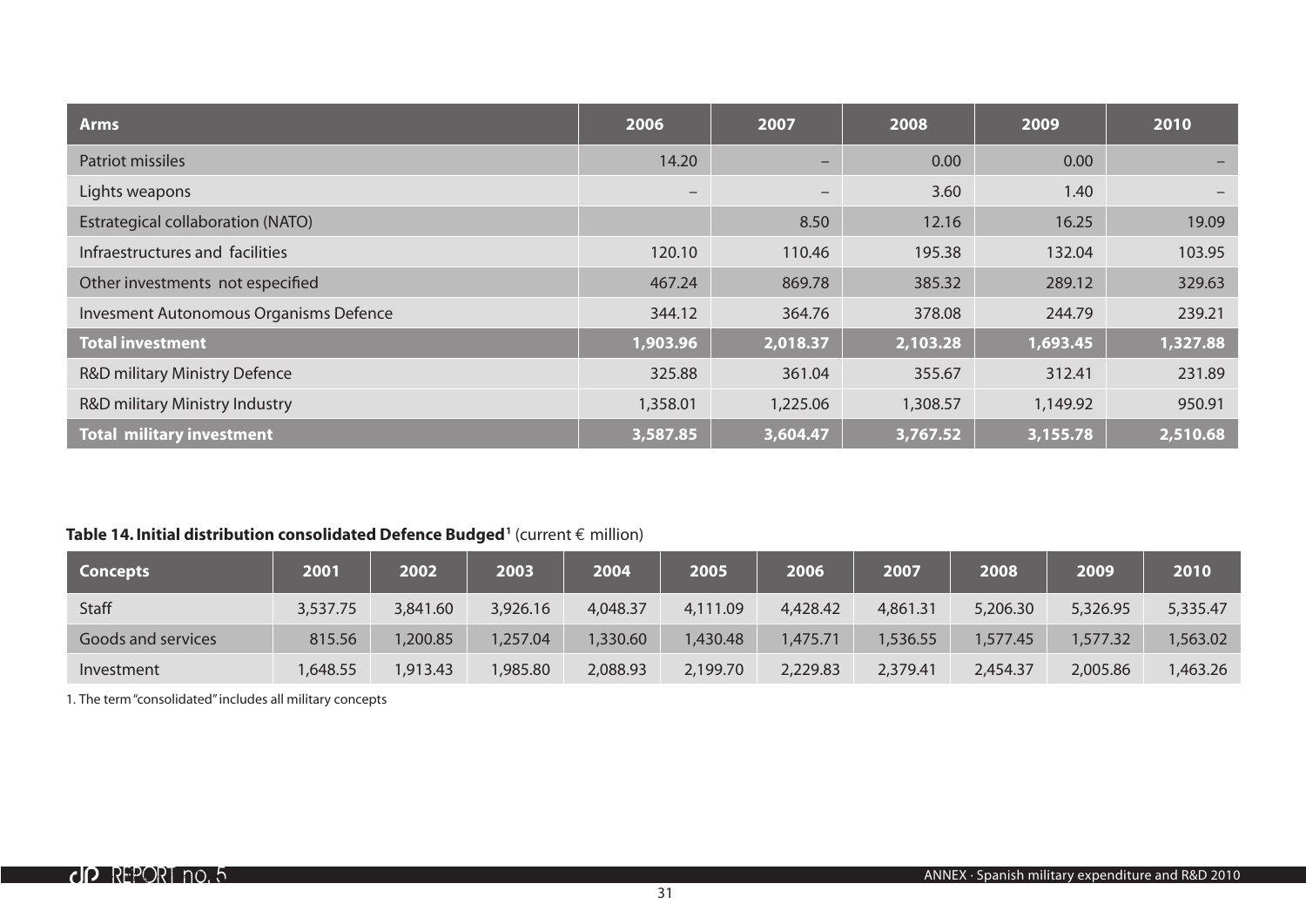| Arms | 2006 | 2007 | 2008 | 2009 | 2010 |
|---|---|---|---|---|---|
| Patriot missiles | 14.20 | – | 0.00 | 0.00 | – |
| Lights weapons | – | – | 3.60 | 1.40 | – |
| Estrategical collaboration (NATO) | | 8.50 | 12.16 | 16.25 | 19.09 |
| Infraestructures and facilities | 120.10 | 110.46 | 195.38 | 132.04 | 103.95 |
| Other investments not especified | 467.24 | 869.78 | 385.32 | 289.12 | 329.63 |
| Invesment Autonomous Organisms Defence | 344.12 | 364.76 | 378.08 | 244.79 | 239.21 |
| **Total investment** | **1,903.96** | **2,018.37** | **2,103.28** | **1,693.45** | **1,327.88** |
| R&D military Ministry Defence | 325.88 | 361.04 | 355.67 | 312.41 | 231.89 |
| R&D military Ministry Industry | 1,358.01 | 1,225.06 | 1,308.57 | 1,149.92 | 950.91 |
| **Total military investment** | **3,587.85** | **3,604.47** | **3,767.52** | **3,155.78** | **2,510.68** |

**Table 14. Initial distribution consolidated Defence Budged[1]** (current € million)

| Concepts | 2001 | 2002 | 2003 | 2004 | 2005 | 2006 | 2007 | 2008 | 2009 | 2010 |
|---|---|---|---|---|---|---|---|---|---|---|
| Staff | 3,537.75 | 3,841.60 | 3,926.16 | 4,048.37 | 4,111.09 | 4,428.42 | 4,861.31 | 5,206.30 | 5,326.95 | 5,335.47 |
| Goods and services | 815.56 | 1,200.85 | 1,257.04 | 1,330.60 | 1,430.48 | 1,475.71 | 1,536.55 | 1,577.45 | 1,577.32 | 1,563.02 |
| Investment | 1,648.55 | 1,913.43 | 1,985.80 | 2,088.93 | 2,199.70 | 2,229.83 | 2,379.41 | 2,454.37 | 2,005.86 | 1,463.26 |

1. The term "consolidated" includes all military concepts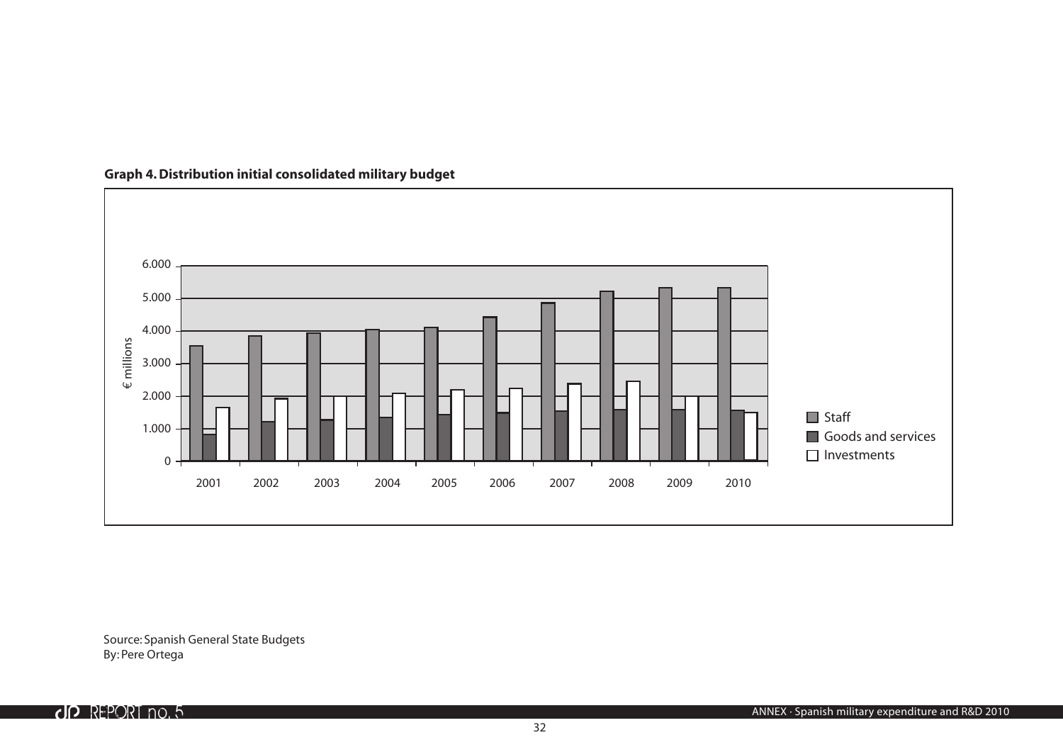**Graph 4. Distribution initial consolidated military budget**

Source: Spanish General State Budgets
By: Pere Ortega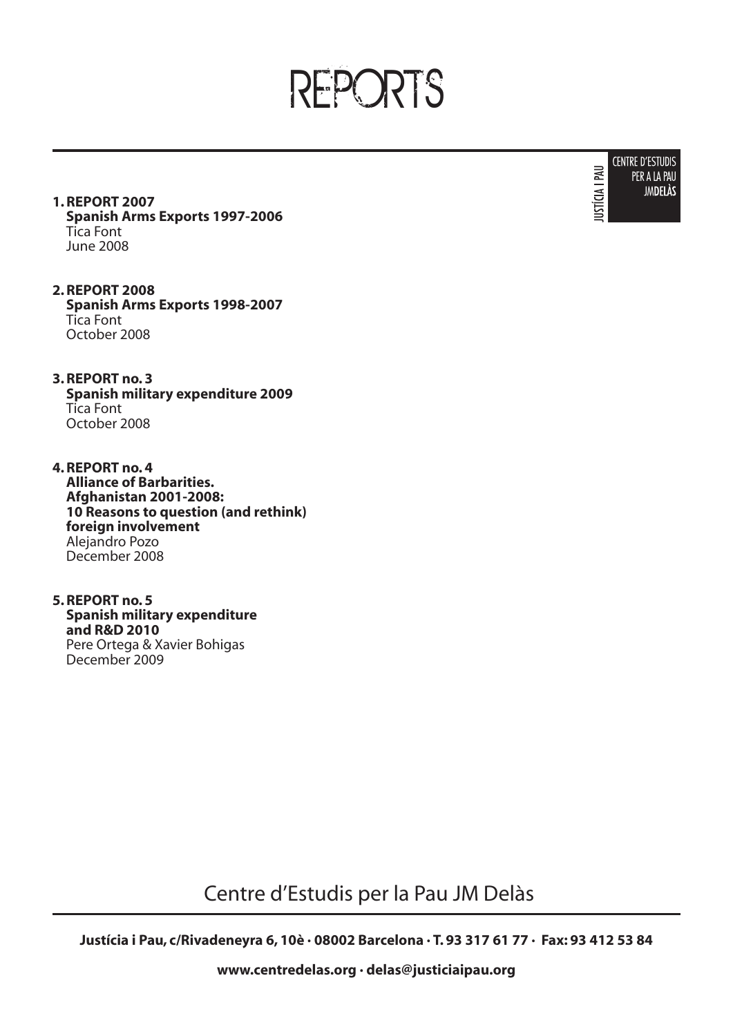# REPORTS

JUSTÍCIA I PAU

CENTRE D'ESTUDIS PER A LA PAU JMDELÀS

1. **REPORT 2007**
   **Spanish Arms Exports 1997-2006**
   Tica Font
   June 2008

2. **REPORT 2008**
   **Spanish Arms Exports 1998-2007**
   Tica Font
   October 2008

3. **REPORT no. 3**
   **Spanish military expenditure 2009**
   Tica Font
   October 2008

4. **REPORT no. 4**
   **Alliance of Barbarities. Afghanistan 2001-2008: 10 Reasons to question (and rethink) foreign involvement**
   Alejandro Pozo
   December 2008

5. **REPORT no. 5**
   **Spanish military expenditure and R&D 2010**
   Pere Ortega & Xavier Bohigas
   December 2009

Centre d'Estudis per la Pau JM Delàs

**Justícia i Pau, c/Rivadeneyra 6, 10è · 08002 Barcelona · T. 93 317 61 77 · Fax: 93 412 53 84**

**www.centredelas.org · delas@justiciaipau.org**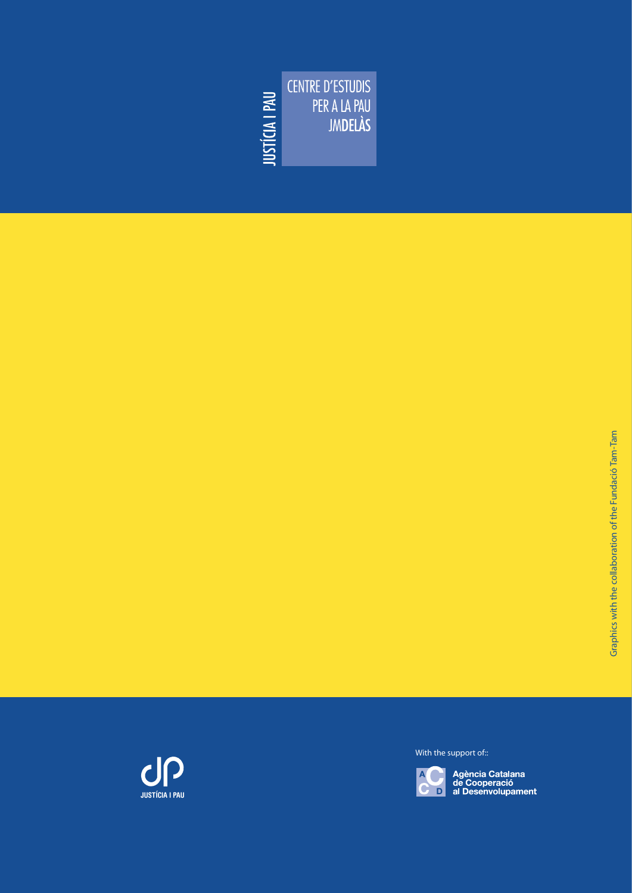JUSTÍCIA I PAU

CENTRE D'ESTUDIS
PER A LA PAU
JMDELÀS

Graphics with the collaboration of the Fundació Tam-Tam

JUSTÍCIA I PAU

With the support of::

Agència Catalana
de Cooperació
al Desenvolupament